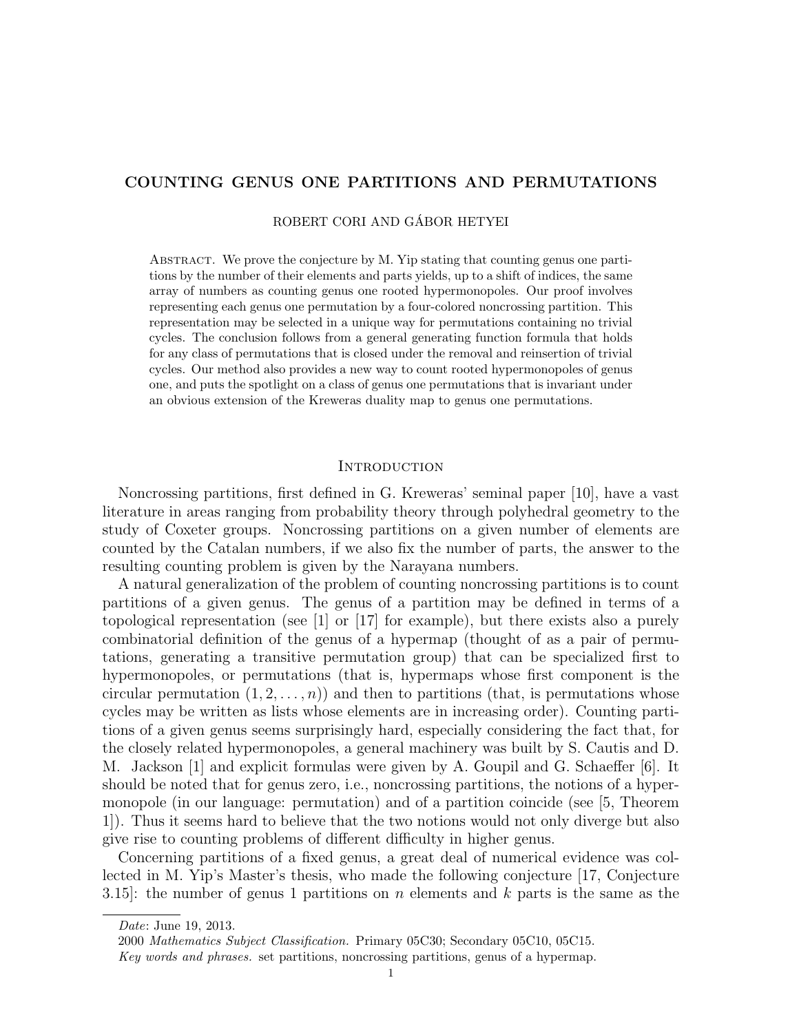# COUNTING GENUS ONE PARTITIONS AND PERMUTATIONS

ROBERT CORI AND GÁBOR HETYEI

Abstract. We prove the conjecture by M. Yip stating that counting genus one partitions by the number of their elements and parts yields, up to a shift of indices, the same array of numbers as counting genus one rooted hypermonopoles. Our proof involves representing each genus one permutation by a four-colored noncrossing partition. This representation may be selected in a unique way for permutations containing no trivial cycles. The conclusion follows from a general generating function formula that holds for any class of permutations that is closed under the removal and reinsertion of trivial cycles. Our method also provides a new way to count rooted hypermonopoles of genus one, and puts the spotlight on a class of genus one permutations that is invariant under an obvious extension of the Kreweras duality map to genus one permutations.

## Introduction

Noncrossing partitions, first defined in G. Kreweras' seminal paper [10], have a vast literature in areas ranging from probability theory through polyhedral geometry to the study of Coxeter groups. Noncrossing partitions on a given number of elements are counted by the Catalan numbers, if we also fix the number of parts, the answer to the resulting counting problem is given by the Narayana numbers.

A natural generalization of the problem of counting noncrossing partitions is to count partitions of a given genus. The genus of a partition may be defined in terms of a topological representation (see [1] or [17] for example), but there exists also a purely combinatorial definition of the genus of a hypermap (thought of as a pair of permutations, generating a transitive permutation group) that can be specialized first to hypermonopoles, or permutations (that is, hypermaps whose first component is the circular permutation $(1, 2, \ldots, n)$) and then to partitions (that, is permutations whose cycles may be written as lists whose elements are in increasing order). Counting partitions of a given genus seems surprisingly hard, especially considering the fact that, for the closely related hypermonopoles, a general machinery was built by S. Cautis and D. M. Jackson [1] and explicit formulas were given by A. Goupil and G. Schaeffer [6]. It should be noted that for genus zero, i.e., noncrossing partitions, the notions of a hypermonopole (in our language: permutation) and of a partition coincide (see [5, Theorem 1]). Thus it seems hard to believe that the two notions would not only diverge but also give rise to counting problems of different difficulty in higher genus.

Concerning partitions of a fixed genus, a great deal of numerical evidence was collected in M. Yip's Master's thesis, who made the following conjecture [17, Conjecture 3.15]: the number of genus 1 partitions on $n$ elements and $k$ parts is the same as the

---

*Date*: June 19, 2013.

2000 *Mathematics Subject Classification.* Primary 05C30; Secondary 05C10, 05C15.

*Key words and phrases.* set partitions, noncrossing partitions, genus of a hypermap.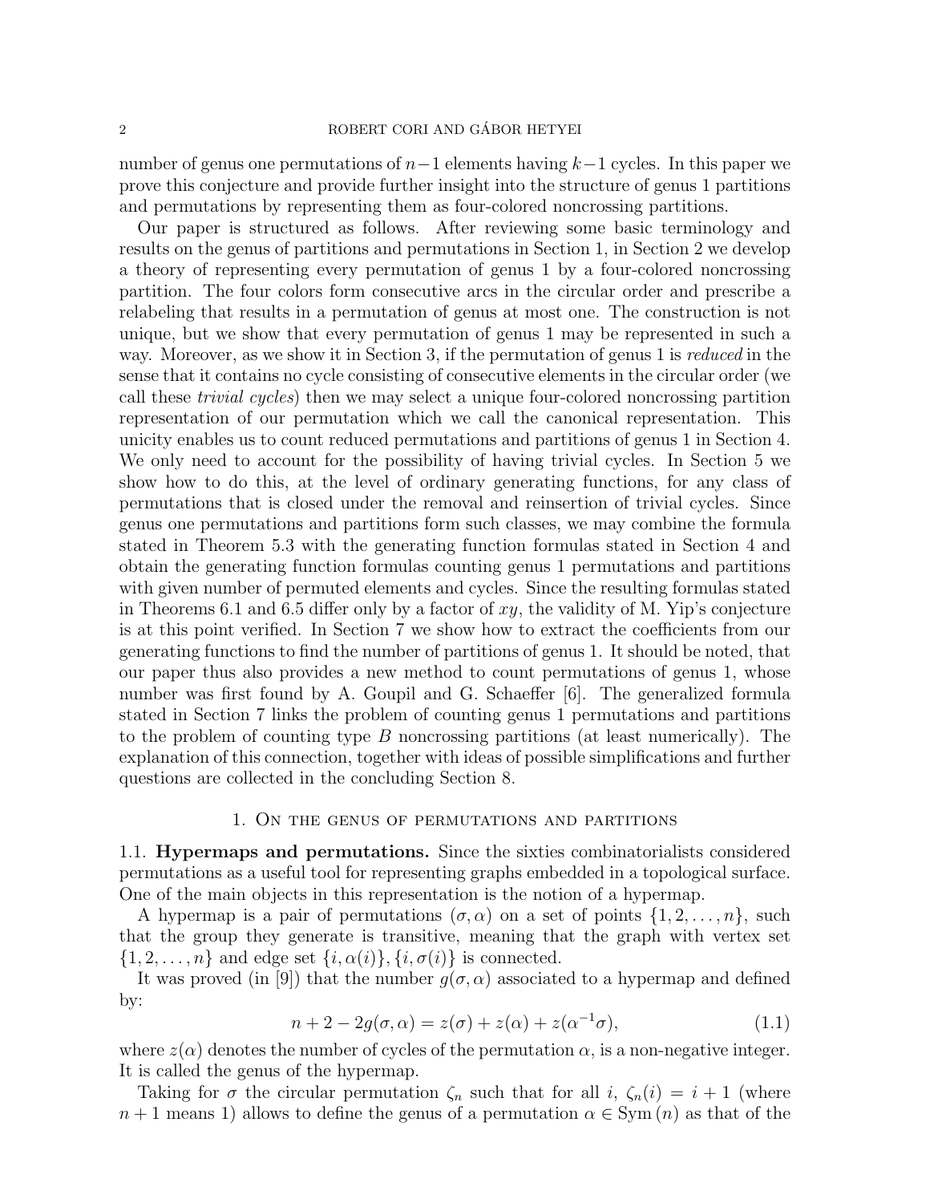number of genus one permutations of $n-1$ elements having $k-1$ cycles. In this paper we prove this conjecture and provide further insight into the structure of genus 1 partitions and permutations by representing them as four-colored noncrossing partitions.

Our paper is structured as follows. After reviewing some basic terminology and results on the genus of partitions and permutations in Section 1, in Section 2 we develop a theory of representing every permutation of genus 1 by a four-colored noncrossing partition. The four colors form consecutive arcs in the circular order and prescribe a relabeling that results in a permutation of genus at most one. The construction is not unique, but we show that every permutation of genus 1 may be represented in such a way. Moreover, as we show it in Section 3, if the permutation of genus 1 is *reduced* in the sense that it contains no cycle consisting of consecutive elements in the circular order (we call these *trivial cycles*) then we may select a unique four-colored noncrossing partition representation of our permutation which we call the canonical representation. This unicity enables us to count reduced permutations and partitions of genus 1 in Section 4. We only need to account for the possibility of having trivial cycles. In Section 5 we show how to do this, at the level of ordinary generating functions, for any class of permutations that is closed under the removal and reinsertion of trivial cycles. Since genus one permutations and partitions form such classes, we may combine the formula stated in Theorem 5.3 with the generating function formulas stated in Section 4 and obtain the generating function formulas counting genus 1 permutations and partitions with given number of permuted elements and cycles. Since the resulting formulas stated in Theorems 6.1 and 6.5 differ only by a factor of $xy$, the validity of M. Yip's conjecture is at this point verified. In Section 7 we show how to extract the coefficients from our generating functions to find the number of partitions of genus 1. It should be noted, that our paper thus also provides a new method to count permutations of genus 1, whose number was first found by A. Goupil and G. Schaeffer [6]. The generalized formula stated in Section 7 links the problem of counting genus 1 permutations and partitions to the problem of counting type $B$ noncrossing partitions (at least numerically). The explanation of this connection, together with ideas of possible simplifications and further questions are collected in the concluding Section 8.

## 1. On the genus of permutations and partitions

**1.1. Hypermaps and permutations.** Since the sixties combinatorialists considered permutations as a useful tool for representing graphs embedded in a topological surface. One of the main objects in this representation is the notion of a hypermap.

A hypermap is a pair of permutations $(\sigma, \alpha)$ on a set of points $\{1, 2, \ldots, n\}$, such that the group they generate is transitive, meaning that the graph with vertex set $\{1, 2, \ldots, n\}$ and edge set $\{i, \alpha(i)\}, \{i, \sigma(i)\}$ is connected.

It was proved (in [9]) that the number $g(\sigma, \alpha)$ associated to a hypermap and defined by:

$$n + 2 - 2g(\sigma, \alpha) = z(\sigma) + z(\alpha) + z(\alpha^{-1}\sigma), \tag{1.1}$$

where $z(\alpha)$ denotes the number of cycles of the permutation $\alpha$, is a non-negative integer. It is called the genus of the hypermap.

Taking for $\sigma$ the circular permutation $\zeta_n$ such that for all $i$, $\zeta_n(i) = i + 1$ (where $n + 1$ means 1) allows to define the genus of a permutation $\alpha \in \mathrm{Sym}\,(n)$ as that of the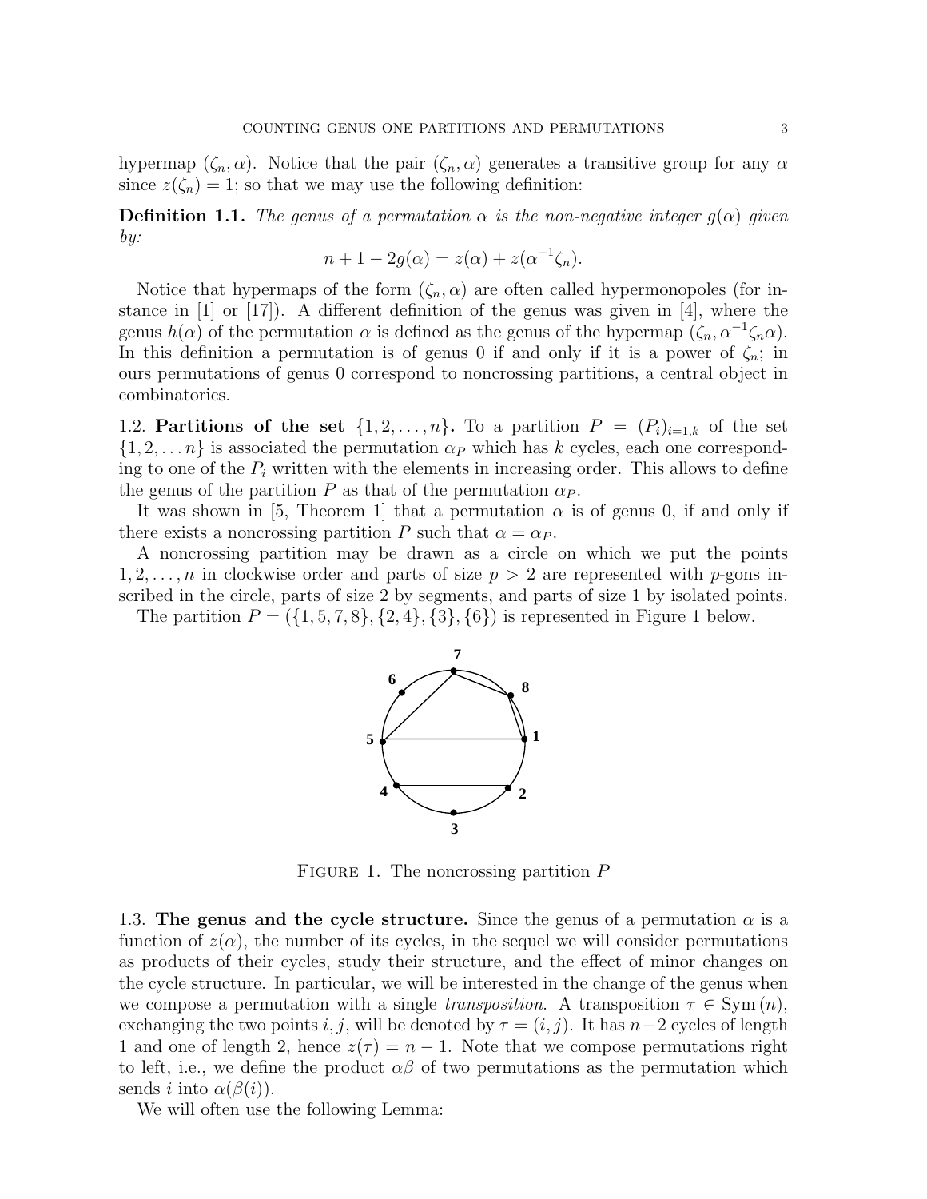hypermap $(\zeta_n, \alpha)$. Notice that the pair $(\zeta_n, \alpha)$ generates a transitive group for any $\alpha$ since $z(\zeta_n) = 1$; so that we may use the following definition:

**Definition 1.1.** *The genus of a permutation $\alpha$ is the non-negative integer $g(\alpha)$ given by:*

$$n + 1 - 2g(\alpha) = z(\alpha) + z(\alpha^{-1}\zeta_n).$$

Notice that hypermaps of the form $(\zeta_n, \alpha)$ are often called hypermonopoles (for instance in [1] or [17]). A different definition of the genus was given in [4], where the genus $h(\alpha)$ of the permutation $\alpha$ is defined as the genus of the hypermap $(\zeta_n, \alpha^{-1}\zeta_n\alpha)$. In this definition a permutation is of genus 0 if and only if it is a power of $\zeta_n$; in ours permutations of genus 0 correspond to noncrossing partitions, a central object in combinatorics.

1.2. **Partitions of the set $\{1, 2, \ldots, n\}$.** To a partition $P = (P_i)_{i=1,k}$ of the set $\{1, 2, \ldots n\}$ is associated the permutation $\alpha_P$ which has $k$ cycles, each one corresponding to one of the $P_i$ written with the elements in increasing order. This allows to define the genus of the partition $P$ as that of the permutation $\alpha_P$.

It was shown in [5, Theorem 1] that a permutation $\alpha$ is of genus 0, if and only if there exists a noncrossing partition $P$ such that $\alpha = \alpha_P$.

A noncrossing partition may be drawn as a circle on which we put the points $1, 2, \ldots, n$ in clockwise order and parts of size $p > 2$ are represented with $p$-gons inscribed in the circle, parts of size 2 by segments, and parts of size 1 by isolated points.

The partition $P = (\{1, 5, 7, 8\}, \{2, 4\}, \{3\}, \{6\})$ is represented in Figure 1 below.

Figure 1. The noncrossing partition $P$

1.3. **The genus and the cycle structure.** Since the genus of a permutation $\alpha$ is a function of $z(\alpha)$, the number of its cycles, in the sequel we will consider permutations as products of their cycles, study their structure, and the effect of minor changes on the cycle structure. In particular, we will be interested in the change of the genus when we compose a permutation with a single *transposition*. A transposition $\tau \in \mathrm{Sym}\,(n)$, exchanging the two points $i, j$, will be denoted by $\tau = (i, j)$. It has $n-2$ cycles of length 1 and one of length 2, hence $z(\tau) = n - 1$. Note that we compose permutations right to left, i.e., we define the product $\alpha\beta$ of two permutations as the permutation which sends $i$ into $\alpha(\beta(i))$.

We will often use the following Lemma: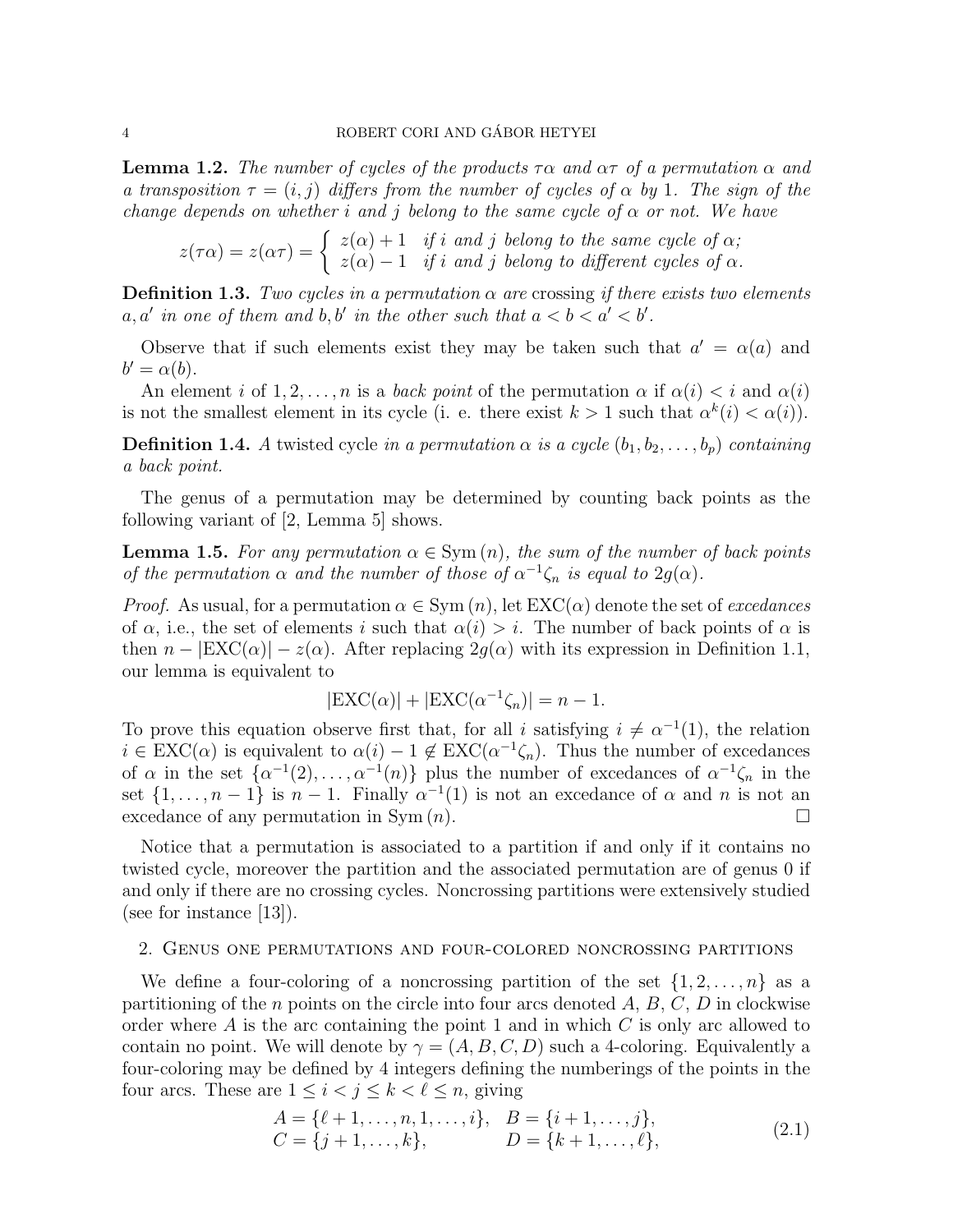**Lemma 1.2.** *The number of cycles of the products $\tau\alpha$ and $\alpha\tau$ of a permutation $\alpha$ and a transposition $\tau = (i, j)$ differs from the number of cycles of $\alpha$ by 1. The sign of the change depends on whether $i$ and $j$ belong to the same cycle of $\alpha$ or not. We have*

$$z(\tau\alpha) = z(\alpha\tau) = \begin{cases} z(\alpha)+1 & \text{if } i \text{ and } j \text{ belong to the same cycle of } \alpha; \\ z(\alpha)-1 & \text{if } i \text{ and } j \text{ belong to different cycles of } \alpha. \end{cases}$$

**Definition 1.3.** *Two cycles in a permutation $\alpha$ are* crossing *if there exists two elements $a, a'$ in one of them and $b, b'$ in the other such that $a < b < a' < b'$.*

Observe that if such elements exist they may be taken such that $a' = \alpha(a)$ and $b' = \alpha(b)$.

An element $i$ of $1, 2, \ldots, n$ is a *back point* of the permutation $\alpha$ if $\alpha(i) < i$ and $\alpha(i)$ is not the smallest element in its cycle (i. e. there exist $k > 1$ such that $\alpha^k(i) < \alpha(i)$).

**Definition 1.4.** *A* twisted cycle *in a permutation $\alpha$ is a cycle $(b_1, b_2, \ldots, b_p)$ containing a back point.*

The genus of a permutation may be determined by counting back points as the following variant of [2, Lemma 5] shows.

**Lemma 1.5.** *For any permutation $\alpha \in \mathrm{Sym}\,(n)$, the sum of the number of back points of the permutation $\alpha$ and the number of those of $\alpha^{-1}\zeta_n$ is equal to $2g(\alpha)$.*

*Proof.* As usual, for a permutation $\alpha \in \mathrm{Sym}\,(n)$, let $\mathrm{EXC}(\alpha)$ denote the set of *excedances* of $\alpha$, i.e., the set of elements $i$ such that $\alpha(i) > i$. The number of back points of $\alpha$ is then $n - |\mathrm{EXC}(\alpha)| - z(\alpha)$. After replacing $2g(\alpha)$ with its expression in Definition 1.1, our lemma is equivalent to

$$|\mathrm{EXC}(\alpha)| + |\mathrm{EXC}(\alpha^{-1}\zeta_n)| = n - 1.$$

To prove this equation observe first that, for all $i$ satisfying $i \neq \alpha^{-1}(1)$, the relation $i \in \mathrm{EXC}(\alpha)$ is equivalent to $\alpha(i) - 1 \notin \mathrm{EXC}(\alpha^{-1}\zeta_n)$. Thus the number of excedances of $\alpha$ in the set $\{\alpha^{-1}(2), \ldots, \alpha^{-1}(n)\}$ plus the number of excedances of $\alpha^{-1}\zeta_n$ in the set $\{1, \ldots, n-1\}$ is $n - 1$. Finally $\alpha^{-1}(1)$ is not an excedance of $\alpha$ and $n$ is not an excedance of any permutation in $\mathrm{Sym}\,(n)$. $\square$

Notice that a permutation is associated to a partition if and only if it contains no twisted cycle, moreover the partition and the associated permutation are of genus 0 if and only if there are no crossing cycles. Noncrossing partitions were extensively studied (see for instance [13]).

## 2. Genus one permutations and four-colored noncrossing partitions

We define a four-coloring of a noncrossing partition of the set $\{1, 2, \ldots, n\}$ as a partitioning of the $n$ points on the circle into four arcs denoted $A$, $B$, $C$, $D$ in clockwise order where $A$ is the arc containing the point 1 and in which $C$ is only arc allowed to contain no point. We will denote by $\gamma = (A, B, C, D)$ such a 4-coloring. Equivalently a four-coloring may be defined by 4 integers defining the numberings of the points in the four arcs. These are $1 \leq i < j \leq k < \ell \leq n$, giving

$$\begin{array}{ll} A = \{\ell+1, \ldots, n, 1, \ldots, i\}, & B = \{i+1, \ldots, j\}, \\ C = \{j+1, \ldots, k\}, & D = \{k+1, \ldots, \ell\}, \end{array} \tag{2.1}$$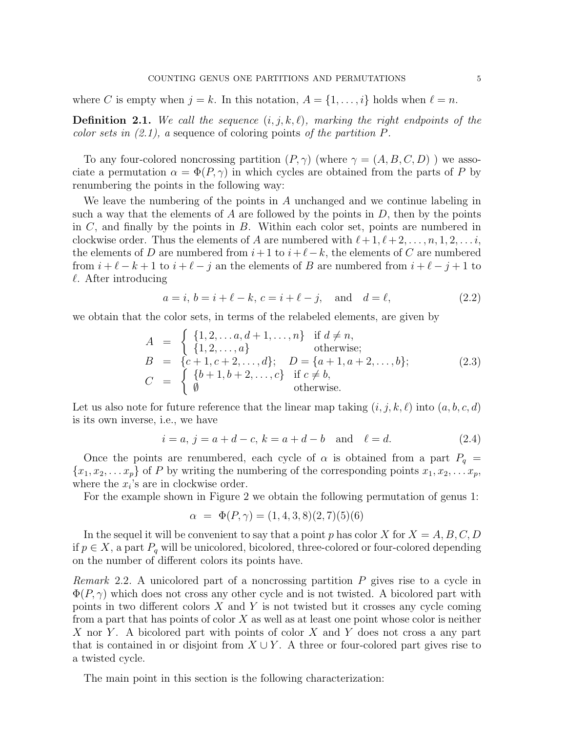where $C$ is empty when $j = k$. In this notation, $A = \{1, \ldots, i\}$ holds when $\ell = n$.

**Definition 2.1.** *We call the sequence $(i, j, k, \ell)$, marking the right endpoints of the color sets in (2.1), a* sequence of coloring points *of the partition $P$.*

To any four-colored noncrossing partition $(P, \gamma)$ (where $\gamma = (A, B, C, D)$ ) we associate a permutation $\alpha = \Phi(P, \gamma)$ in which cycles are obtained from the parts of $P$ by renumbering the points in the following way:

We leave the numbering of the points in $A$ unchanged and we continue labeling in such a way that the elements of $A$ are followed by the points in $D$, then by the points in $C$, and finally by the points in $B$. Within each color set, points are numbered in clockwise order. Thus the elements of $A$ are numbered with $\ell+1, \ell+2, \ldots, n, 1, 2, \ldots i$, the elements of $D$ are numbered from $i+1$ to $i+\ell-k$, the elements of $C$ are numbered from $i+\ell-k+1$ to $i+\ell-j$ an the elements of $B$ are numbered from $i+\ell-j+1$ to $\ell$. After introducing

$$a = i,\ b = i + \ell - k,\ c = i + \ell - j, \quad \text{and} \quad d = \ell, \tag{2.2}$$

we obtain that the color sets, in terms of the relabeled elements, are given by

$$\begin{aligned}
A &= \begin{cases} \{1, 2, \ldots a, d+1, \ldots, n\} & \text{if } d \neq n, \\ \{1, 2, \ldots, a\} & \text{otherwise;} \end{cases} \\
B &= \{c+1, c+2, \ldots, d\}; \quad D = \{a+1, a+2, \ldots, b\}; \\
C &= \begin{cases} \{b+1, b+2, \ldots, c\} & \text{if } c \neq b, \\ \emptyset & \text{otherwise.} \end{cases}
\end{aligned} \tag{2.3}$$

Let us also note for future reference that the linear map taking $(i, j, k, \ell)$ into $(a, b, c, d)$ is its own inverse, i.e., we have

$$i = a,\ j = a + d - c,\ k = a + d - b \quad \text{and} \quad \ell = d. \tag{2.4}$$

Once the points are renumbered, each cycle of $\alpha$ is obtained from a part $P_q = \{x_1, x_2, \ldots x_p\}$ of $P$ by writing the numbering of the corresponding points $x_1, x_2, \ldots x_p$, where the $x_i$'s are in clockwise order.

For the example shown in Figure 2 we obtain the following permutation of genus 1:

$$\alpha \ = \ \Phi(P, \gamma) = (1, 4, 3, 8)(2, 7)(5)(6)$$

In the sequel it will be convenient to say that a point $p$ has color $X$ for $X = A, B, C, D$ if $p \in X$, a part $P_q$ will be unicolored, bicolored, three-colored or four-colored depending on the number of different colors its points have.

*Remark* 2.2. A unicolored part of a noncrossing partition $P$ gives rise to a cycle in $\Phi(P, \gamma)$ which does not cross any other cycle and is not twisted. A bicolored part with points in two different colors $X$ and $Y$ is not twisted but it crosses any cycle coming from a part that has points of color $X$ as well as at least one point whose color is neither $X$ nor $Y$. A bicolored part with points of color $X$ and $Y$ does not cross a any part that is contained in or disjoint from $X \cup Y$. A three or four-colored part gives rise to a twisted cycle.

The main point in this section is the following characterization: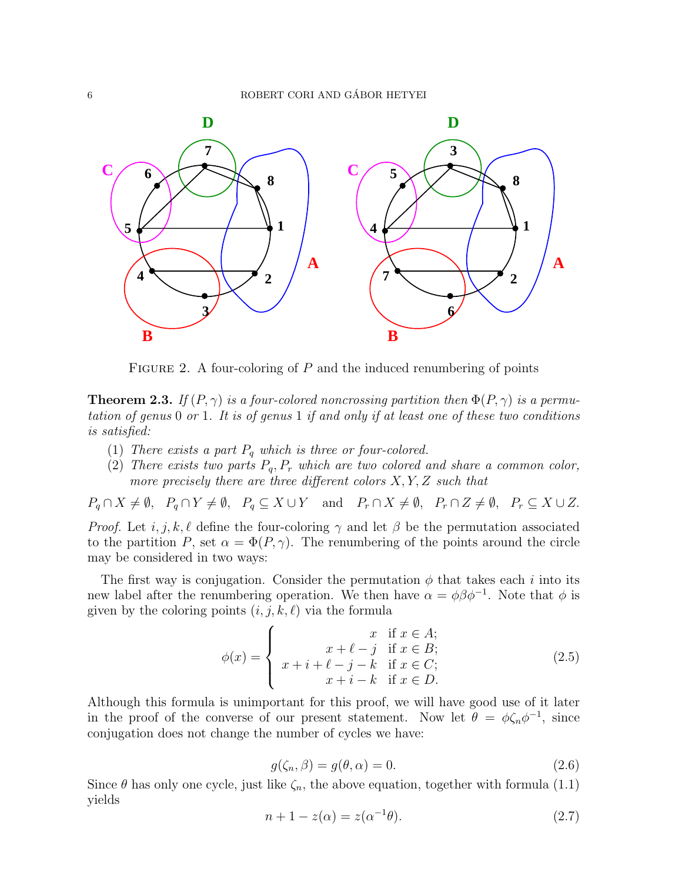FIGURE 2. A four-coloring of $P$ and the induced renumbering of points

**Theorem 2.3.** *If $(P, \gamma)$ is a four-colored noncrossing partition then $\Phi(P, \gamma)$ is a permutation of genus 0 or 1. It is of genus 1 if and only if at least one of these two conditions is satisfied:*

1. *There exists a part $P_q$ which is three or four-colored.*
2. *There exists two parts $P_q, P_r$ which are two colored and share a common color, more precisely there are three different colors $X, Y, Z$ such that*

$$P_q \cap X \neq \emptyset, \quad P_q \cap Y \neq \emptyset, \quad P_q \subseteq X \cup Y \quad \text{and} \quad P_r \cap X \neq \emptyset, \quad P_r \cap Z \neq \emptyset, \quad P_r \subseteq X \cup Z.$$

*Proof.* Let $i, j, k, \ell$ define the four-coloring $\gamma$ and let $\beta$ be the permutation associated to the partition $P$, set $\alpha = \Phi(P, \gamma)$. The renumbering of the points around the circle may be considered in two ways:

The first way is conjugation. Consider the permutation $\phi$ that takes each $i$ into its new label after the renumbering operation. We then have $\alpha = \phi\beta\phi^{-1}$. Note that $\phi$ is given by the coloring points $(i, j, k, \ell)$ via the formula

$$\phi(x) = \begin{cases} x & \text{if } x \in A; \\ x + \ell - j & \text{if } x \in B; \\ x + i + \ell - j - k & \text{if } x \in C; \\ x + i - k & \text{if } x \in D. \end{cases} \tag{2.5}$$

Although this formula is unimportant for this proof, we will have good use of it later in the proof of the converse of our present statement. Now let $\theta = \phi\zeta_n\phi^{-1}$, since conjugation does not change the number of cycles we have:

$$g(\zeta_n, \beta) = g(\theta, \alpha) = 0. \tag{2.6}$$

Since $\theta$ has only one cycle, just like $\zeta_n$, the above equation, together with formula (1.1) yields

$$n + 1 - z(\alpha) = z(\alpha^{-1}\theta). \tag{2.7}$$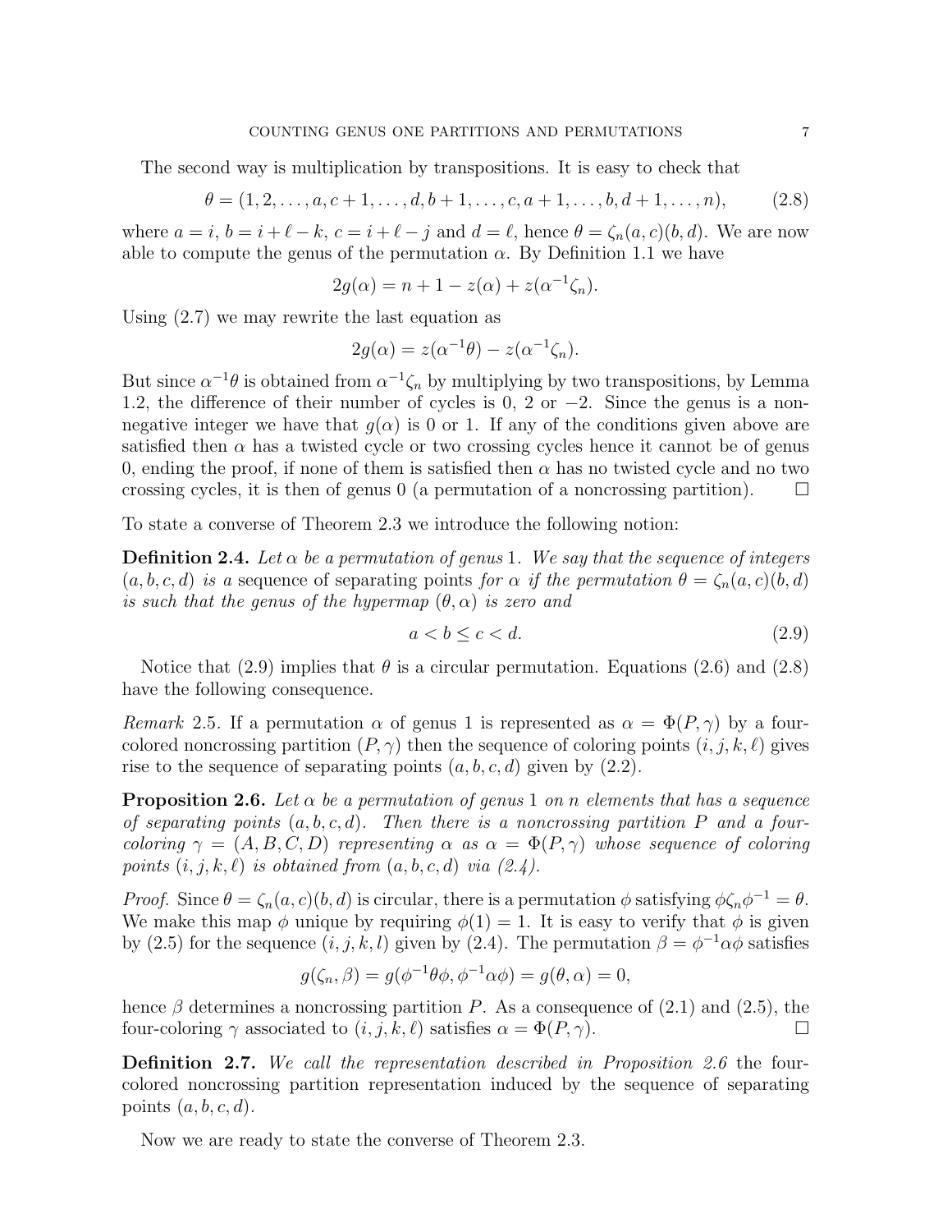The second way is multiplication by transpositions. It is easy to check that

$$\theta = (1, 2, \ldots, a, c+1, \ldots, d, b+1, \ldots, c, a+1, \ldots, b, d+1, \ldots, n), \tag{2.8}$$

where $a = i$, $b = i + \ell - k$, $c = i + \ell - j$ and $d = \ell$, hence $\theta = \zeta_n(a, c)(b, d)$. We are now able to compute the genus of the permutation $\alpha$. By Definition 1.1 we have

$$2g(\alpha) = n + 1 - z(\alpha) + z(\alpha^{-1}\zeta_n).$$

Using (2.7) we may rewrite the last equation as

$$2g(\alpha) = z(\alpha^{-1}\theta) - z(\alpha^{-1}\zeta_n).$$

But since $\alpha^{-1}\theta$ is obtained from $\alpha^{-1}\zeta_n$ by multiplying by two transpositions, by Lemma 1.2, the difference of their number of cycles is 0, 2 or $-2$. Since the genus is a non-negative integer we have that $g(\alpha)$ is 0 or 1. If any of the conditions given above are satisfied then $\alpha$ has a twisted cycle or two crossing cycles hence it cannot be of genus 0, ending the proof, if none of them is satisfied then $\alpha$ has no twisted cycle and no two crossing cycles, it is then of genus 0 (a permutation of a noncrossing partition). $\square$

To state a converse of Theorem 2.3 we introduce the following notion:

**Definition 2.4.** *Let $\alpha$ be a permutation of genus 1. We say that the sequence of integers $(a, b, c, d)$ is a* sequence of separating points *for $\alpha$ if the permutation $\theta = \zeta_n(a, c)(b, d)$ is such that the genus of the hypermap $(\theta, \alpha)$ is zero and*

$$a < b \leq c < d. \tag{2.9}$$

Notice that (2.9) implies that $\theta$ is a circular permutation. Equations (2.6) and (2.8) have the following consequence.

*Remark* 2.5. If a permutation $\alpha$ of genus 1 is represented as $\alpha = \Phi(P, \gamma)$ by a four-colored noncrossing partition $(P, \gamma)$ then the sequence of coloring points $(i, j, k, \ell)$ gives rise to the sequence of separating points $(a, b, c, d)$ given by (2.2).

**Proposition 2.6.** *Let $\alpha$ be a permutation of genus 1 on $n$ elements that has a sequence of separating points $(a, b, c, d)$. Then there is a noncrossing partition $P$ and a four-coloring $\gamma = (A, B, C, D)$ representing $\alpha$ as $\alpha = \Phi(P, \gamma)$ whose sequence of coloring points $(i, j, k, \ell)$ is obtained from $(a, b, c, d)$ via (2.4).*

*Proof.* Since $\theta = \zeta_n(a, c)(b, d)$ is circular, there is a permutation $\phi$ satisfying $\phi\zeta_n\phi^{-1} = \theta$. We make this map $\phi$ unique by requiring $\phi(1) = 1$. It is easy to verify that $\phi$ is given by (2.5) for the sequence $(i, j, k, l)$ given by (2.4). The permutation $\beta = \phi^{-1}\alpha\phi$ satisfies

$$g(\zeta_n, \beta) = g(\phi^{-1}\theta\phi, \phi^{-1}\alpha\phi) = g(\theta, \alpha) = 0,$$

hence $\beta$ determines a noncrossing partition $P$. As a consequence of (2.1) and (2.5), the four-coloring $\gamma$ associated to $(i, j, k, \ell)$ satisfies $\alpha = \Phi(P, \gamma)$. $\square$

**Definition 2.7.** *We call the representation described in Proposition 2.6* the four-colored noncrossing partition representation induced by the sequence of separating points $(a, b, c, d)$.

Now we are ready to state the converse of Theorem 2.3.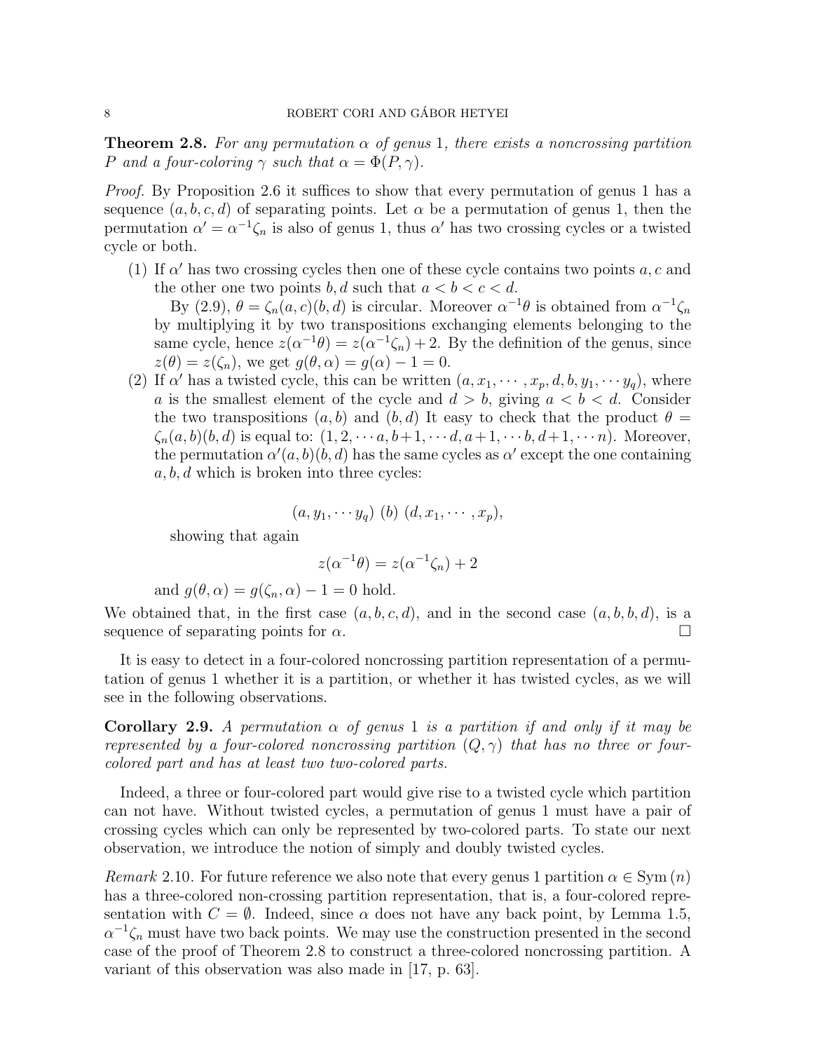**Theorem 2.8.** *For any permutation $\alpha$ of genus 1, there exists a noncrossing partition $P$ and a four-coloring $\gamma$ such that $\alpha = \Phi(P, \gamma)$.*

*Proof.* By Proposition 2.6 it suffices to show that every permutation of genus 1 has a sequence $(a, b, c, d)$ of separating points. Let $\alpha$ be a permutation of genus 1, then the permutation $\alpha' = \alpha^{-1}\zeta_n$ is also of genus 1, thus $\alpha'$ has two crossing cycles or a twisted cycle or both.

1. If $\alpha'$ has two crossing cycles then one of these cycle contains two points $a, c$ and the other one two points $b, d$ such that $a < b < c < d$.

   By (2.9), $\theta = \zeta_n(a, c)(b, d)$ is circular. Moreover $\alpha^{-1}\theta$ is obtained from $\alpha^{-1}\zeta_n$ by multiplying it by two transpositions exchanging elements belonging to the same cycle, hence $z(\alpha^{-1}\theta) = z(\alpha^{-1}\zeta_n) + 2$. By the definition of the genus, since $z(\theta) = z(\zeta_n)$, we get $g(\theta, \alpha) = g(\alpha) - 1 = 0$.
2. If $\alpha'$ has a twisted cycle, this can be written $(a, x_1, \cdots, x_p, d, b, y_1, \cdots y_q)$, where $a$ is the smallest element of the cycle and $d > b$, giving $a < b < d$. Consider the two transpositions $(a, b)$ and $(b, d)$ It easy to check that the product $\theta = \zeta_n(a, b)(b, d)$ is equal to: $(1, 2, \cdots a, b+1, \cdots d, a+1, \cdots b, d+1, \cdots n)$. Moreover, the permutation $\alpha'(a, b)(b, d)$ has the same cycles as $\alpha'$ except the one containing $a, b, d$ which is broken into three cycles:

   $$(a, y_1, \cdots y_q)\ (b)\ (d, x_1, \cdots, x_p),$$

   showing that again

   $$z(\alpha^{-1}\theta) = z(\alpha^{-1}\zeta_n) + 2$$

   and $g(\theta, \alpha) = g(\zeta_n, \alpha) - 1 = 0$ hold.

We obtained that, in the first case $(a, b, c, d)$, and in the second case $(a, b, b, d)$, is a sequence of separating points for $\alpha$. □

It is easy to detect in a four-colored noncrossing partition representation of a permutation of genus 1 whether it is a partition, or whether it has twisted cycles, as we will see in the following observations.

**Corollary 2.9.** *A permutation $\alpha$ of genus 1 is a partition if and only if it may be represented by a four-colored noncrossing partition $(Q, \gamma)$ that has no three or four-colored part and has at least two two-colored parts.*

Indeed, a three or four-colored part would give rise to a twisted cycle which partition can not have. Without twisted cycles, a permutation of genus 1 must have a pair of crossing cycles which can only be represented by two-colored parts. To state our next observation, we introduce the notion of simply and doubly twisted cycles.

*Remark* 2.10. For future reference we also note that every genus 1 partition $\alpha \in \mathrm{Sym}(n)$ has a three-colored non-crossing partition representation, that is, a four-colored representation with $C = \emptyset$. Indeed, since $\alpha$ does not have any back point, by Lemma 1.5, $\alpha^{-1}\zeta_n$ must have two back points. We may use the construction presented in the second case of the proof of Theorem 2.8 to construct a three-colored noncrossing partition. A variant of this observation was also made in [17, p. 63].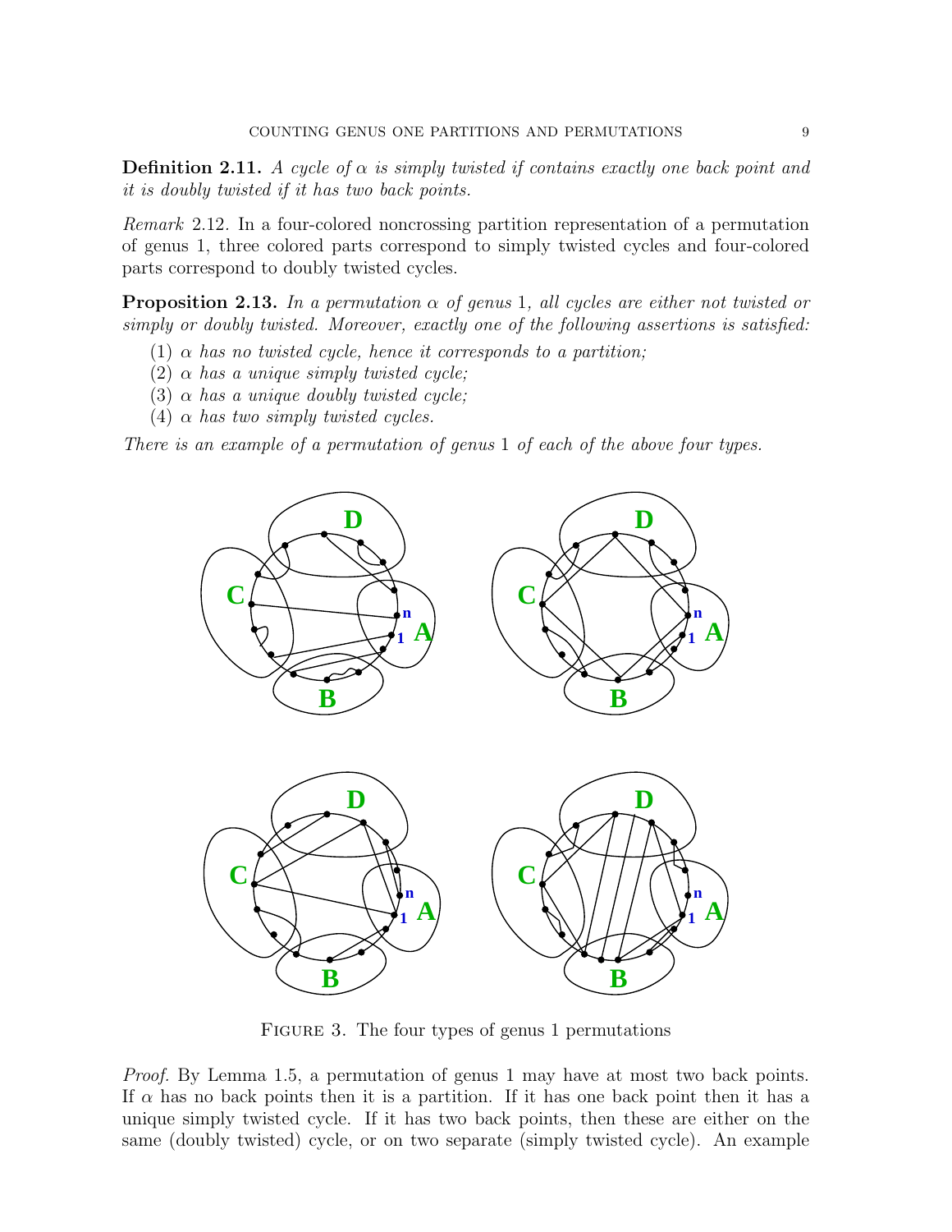**Definition 2.11.** *A cycle of $\alpha$ is simply twisted if contains exactly one back point and it is doubly twisted if it has two back points.*

*Remark* 2.12. In a four-colored noncrossing partition representation of a permutation of genus 1, three colored parts correspond to simply twisted cycles and four-colored parts correspond to doubly twisted cycles.

**Proposition 2.13.** *In a permutation $\alpha$ of genus 1, all cycles are either not twisted or simply or doubly twisted. Moreover, exactly one of the following assertions is satisfied:*

1. *$\alpha$ has no twisted cycle, hence it corresponds to a partition;*
2. *$\alpha$ has a unique simply twisted cycle;*
3. *$\alpha$ has a unique doubly twisted cycle;*
4. *$\alpha$ has two simply twisted cycles.*

*There is an example of a permutation of genus 1 of each of the above four types.*

Figure 3. The four types of genus 1 permutations

*Proof.* By Lemma 1.5, a permutation of genus 1 may have at most two back points. If $\alpha$ has no back points then it is a partition. If it has one back point then it has a unique simply twisted cycle. If it has two back points, then these are either on the same (doubly twisted) cycle, or on two separate (simply twisted cycle). An example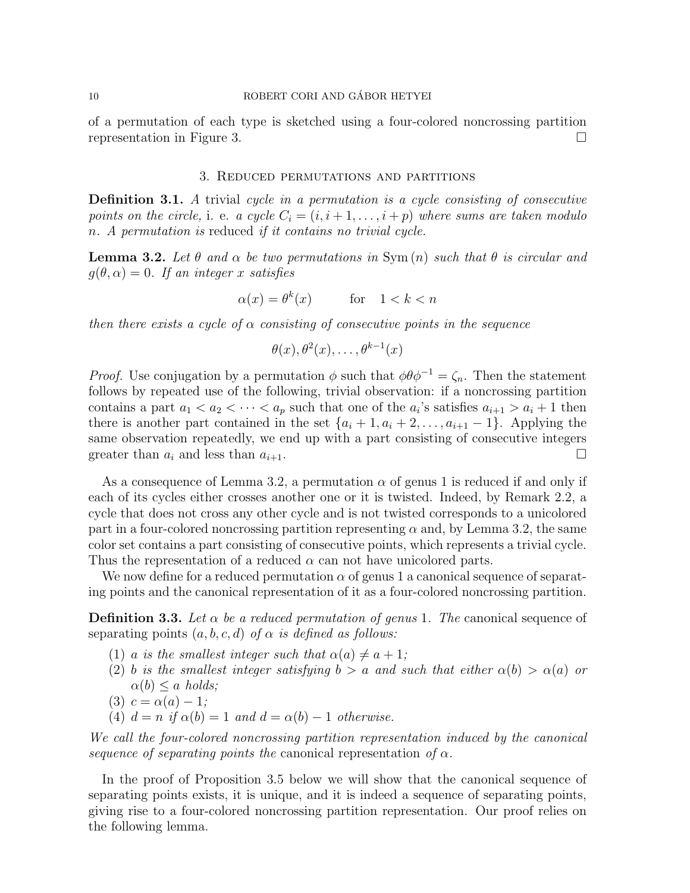of a permutation of each type is sketched using a four-colored noncrossing partition representation in Figure 3. □

## 3. Reduced permutations and partitions

**Definition 3.1.** *A* trivial *cycle in a permutation is a cycle consisting of consecutive points on the circle,* i. e. *a cycle $C_i = (i, i+1, \ldots, i+p)$ where sums are taken modulo $n$. A permutation is* reduced *if it contains no trivial cycle.*

**Lemma 3.2.** *Let $\theta$ and $\alpha$ be two permutations in $\mathrm{Sym}(n)$ such that $\theta$ is circular and $g(\theta, \alpha) = 0$. If an integer $x$ satisfies*

$$\alpha(x) = \theta^k(x) \qquad \text{for} \quad 1 < k < n$$

*then there exists a cycle of $\alpha$ consisting of consecutive points in the sequence*

$$\theta(x), \theta^2(x), \ldots, \theta^{k-1}(x)$$

*Proof.* Use conjugation by a permutation $\phi$ such that $\phi\theta\phi^{-1} = \zeta_n$. Then the statement follows by repeated use of the following, trivial observation: if a noncrossing partition contains a part $a_1 < a_2 < \cdots < a_p$ such that one of the $a_i$'s satisfies $a_{i+1} > a_i + 1$ then there is another part contained in the set $\{a_i + 1, a_i + 2, \ldots, a_{i+1} - 1\}$. Applying the same observation repeatedly, we end up with a part consisting of consecutive integers greater than $a_i$ and less than $a_{i+1}$. □

As a consequence of Lemma 3.2, a permutation $\alpha$ of genus 1 is reduced if and only if each of its cycles either crosses another one or it is twisted. Indeed, by Remark 2.2, a cycle that does not cross any other cycle and is not twisted corresponds to a unicolored part in a four-colored noncrossing partition representing $\alpha$ and, by Lemma 3.2, the same color set contains a part consisting of consecutive points, which represents a trivial cycle. Thus the representation of a reduced $\alpha$ can not have unicolored parts.

We now define for a reduced permutation $\alpha$ of genus 1 a canonical sequence of separating points and the canonical representation of it as a four-colored noncrossing partition.

**Definition 3.3.** *Let $\alpha$ be a reduced permutation of genus 1. The* canonical sequence of separating points *$(a, b, c, d)$ of $\alpha$ is defined as follows:*

1. *$a$ is the smallest integer such that $\alpha(a) \neq a + 1$;*
2. *$b$ is the smallest integer satisfying $b > a$ and such that either $\alpha(b) > \alpha(a)$ or $\alpha(b) \leq a$ holds;*
3. *$c = \alpha(a) - 1$;*
4. *$d = n$ if $\alpha(b) = 1$ and $d = \alpha(b) - 1$ otherwise.*

*We call the four-colored noncrossing partition representation induced by the canonical sequence of separating points the* canonical representation *of $\alpha$.*

In the proof of Proposition 3.5 below we will show that the canonical sequence of separating points exists, it is unique, and it is indeed a sequence of separating points, giving rise to a four-colored noncrossing partition representation. Our proof relies on the following lemma.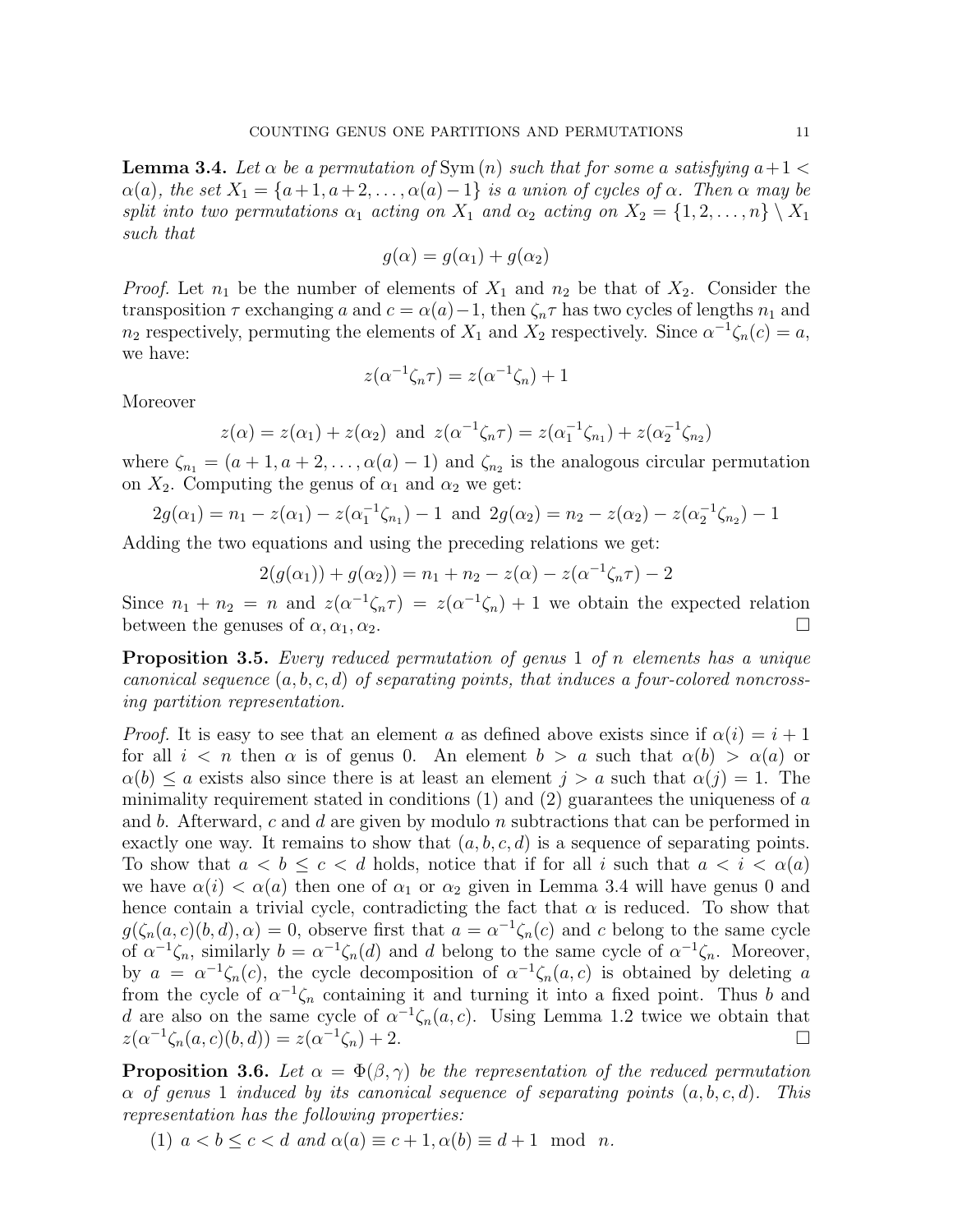**Lemma 3.4.** *Let $\alpha$ be a permutation of* $\mathrm{Sym}\,(n)$ *such that for some $a$ satisfying $a+1 < \alpha(a)$, the set $X_1 = \{a+1, a+2, \ldots, \alpha(a)-1\}$ is a union of cycles of $\alpha$. Then $\alpha$ may be split into two permutations $\alpha_1$ acting on $X_1$ and $\alpha_2$ acting on $X_2 = \{1, 2, \ldots, n\} \setminus X_1$ such that*

$$g(\alpha) = g(\alpha_1) + g(\alpha_2)$$

*Proof.* Let $n_1$ be the number of elements of $X_1$ and $n_2$ be that of $X_2$. Consider the transposition $\tau$ exchanging $a$ and $c = \alpha(a)-1$, then $\zeta_n \tau$ has two cycles of lengths $n_1$ and $n_2$ respectively, permuting the elements of $X_1$ and $X_2$ respectively. Since $\alpha^{-1}\zeta_n(c) = a$, we have:

$$z(\alpha^{-1}\zeta_n \tau) = z(\alpha^{-1}\zeta_n) + 1$$

Moreover

$$z(\alpha) = z(\alpha_1) + z(\alpha_2) \text{ and } z(\alpha^{-1}\zeta_n \tau) = z(\alpha_1^{-1}\zeta_{n_1}) + z(\alpha_2^{-1}\zeta_{n_2})$$

where $\zeta_{n_1} = (a+1, a+2, \ldots, \alpha(a)-1)$ and $\zeta_{n_2}$ is the analogous circular permutation on $X_2$. Computing the genus of $\alpha_1$ and $\alpha_2$ we get:

$$2g(\alpha_1) = n_1 - z(\alpha_1) - z(\alpha_1^{-1}\zeta_{n_1}) - 1 \text{ and } 2g(\alpha_2) = n_2 - z(\alpha_2) - z(\alpha_2^{-1}\zeta_{n_2}) - 1$$

Adding the two equations and using the preceding relations we get:

$$2(g(\alpha_1)) + g(\alpha_2)) = n_1 + n_2 - z(\alpha) - z(\alpha^{-1}\zeta_n \tau) - 2$$

Since $n_1 + n_2 = n$ and $z(\alpha^{-1}\zeta_n \tau) = z(\alpha^{-1}\zeta_n) + 1$ we obtain the expected relation between the genuses of $\alpha, \alpha_1, \alpha_2$. $\square$

**Proposition 3.5.** *Every reduced permutation of genus 1 of $n$ elements has a unique canonical sequence $(a, b, c, d)$ of separating points, that induces a four-colored noncrossing partition representation.*

*Proof.* It is easy to see that an element $a$ as defined above exists since if $\alpha(i) = i+1$ for all $i < n$ then $\alpha$ is of genus 0. An element $b > a$ such that $\alpha(b) > \alpha(a)$ or $\alpha(b) \leq a$ exists also since there is at least an element $j > a$ such that $\alpha(j) = 1$. The minimality requirement stated in conditions (1) and (2) guarantees the uniqueness of $a$ and $b$. Afterward, $c$ and $d$ are given by modulo $n$ subtractions that can be performed in exactly one way. It remains to show that $(a, b, c, d)$ is a sequence of separating points. To show that $a < b \leq c < d$ holds, notice that if for all $i$ such that $a < i < \alpha(a)$ we have $\alpha(i) < \alpha(a)$ then one of $\alpha_1$ or $\alpha_2$ given in Lemma 3.4 will have genus 0 and hence contain a trivial cycle, contradicting the fact that $\alpha$ is reduced. To show that $g(\zeta_n(a,c)(b,d), \alpha) = 0$, observe first that $a = \alpha^{-1}\zeta_n(c)$ and $c$ belong to the same cycle of $\alpha^{-1}\zeta_n$, similarly $b = \alpha^{-1}\zeta_n(d)$ and $d$ belong to the same cycle of $\alpha^{-1}\zeta_n$. Moreover, by $a = \alpha^{-1}\zeta_n(c)$, the cycle decomposition of $\alpha^{-1}\zeta_n(a,c)$ is obtained by deleting $a$ from the cycle of $\alpha^{-1}\zeta_n$ containing it and turning it into a fixed point. Thus $b$ and $d$ are also on the same cycle of $\alpha^{-1}\zeta_n(a,c)$. Using Lemma 1.2 twice we obtain that $z(\alpha^{-1}\zeta_n(a,c)(b,d)) = z(\alpha^{-1}\zeta_n) + 2$. $\square$

**Proposition 3.6.** *Let $\alpha = \Phi(\beta, \gamma)$ be the representation of the reduced permutation $\alpha$ of genus 1 induced by its canonical sequence of separating points $(a, b, c, d)$. This representation has the following properties:*

1. *$a < b \leq c < d$ and $\alpha(a) \equiv c+1, \alpha(b) \equiv d+1 \mod n$.*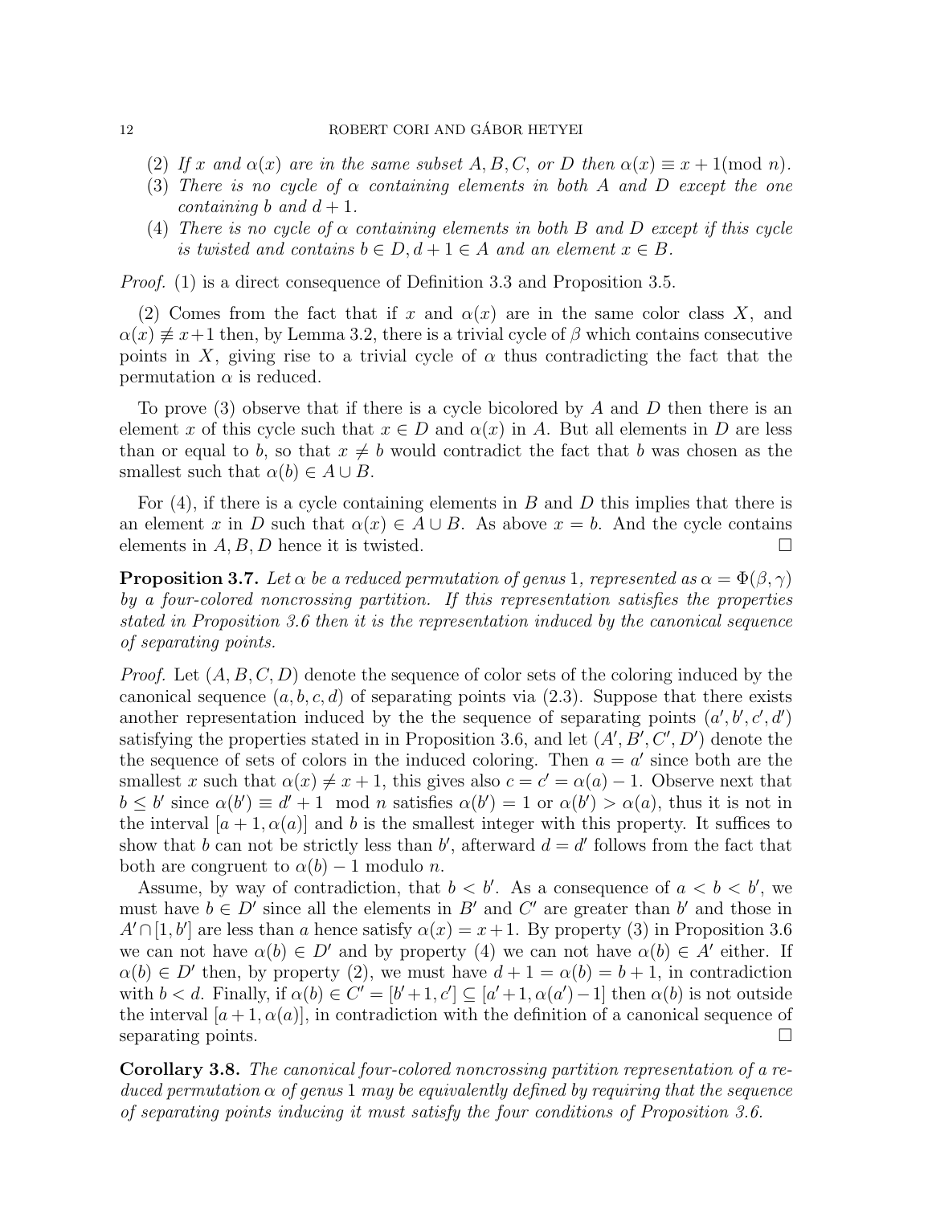(2) *If $x$ and $\alpha(x)$ are in the same subset $A, B, C$, or $D$ then $\alpha(x) \equiv x+1 \pmod{n}$.*

(3) *There is no cycle of $\alpha$ containing elements in both $A$ and $D$ except the one containing $b$ and $d+1$.*

(4) *There is no cycle of $\alpha$ containing elements in both $B$ and $D$ except if this cycle is twisted and contains $b \in D, d+1 \in A$ and an element $x \in B$.*

*Proof.* (1) is a direct consequence of Definition 3.3 and Proposition 3.5.

(2) Comes from the fact that if $x$ and $\alpha(x)$ are in the same color class $X$, and $\alpha(x) \not\equiv x+1$ then, by Lemma 3.2, there is a trivial cycle of $\beta$ which contains consecutive points in $X$, giving rise to a trivial cycle of $\alpha$ thus contradicting the fact that the permutation $\alpha$ is reduced.

To prove (3) observe that if there is a cycle bicolored by $A$ and $D$ then there is an element $x$ of this cycle such that $x \in D$ and $\alpha(x)$ in $A$. But all elements in $D$ are less than or equal to $b$, so that $x \neq b$ would contradict the fact that $b$ was chosen as the smallest such that $\alpha(b) \in A \cup B$.

For (4), if there is a cycle containing elements in $B$ and $D$ this implies that there is an element $x$ in $D$ such that $\alpha(x) \in A \cup B$. As above $x = b$. And the cycle contains elements in $A, B, D$ hence it is twisted. $\square$

**Proposition 3.7.** *Let $\alpha$ be a reduced permutation of genus 1, represented as $\alpha = \Phi(\beta, \gamma)$ by a four-colored noncrossing partition. If this representation satisfies the properties stated in Proposition 3.6 then it is the representation induced by the canonical sequence of separating points.*

*Proof.* Let $(A, B, C, D)$ denote the sequence of color sets of the coloring induced by the canonical sequence $(a, b, c, d)$ of separating points via (2.3). Suppose that there exists another representation induced by the the sequence of separating points $(a', b', c', d')$ satisfying the properties stated in in Proposition 3.6, and let $(A', B', C', D')$ denote the the sequence of sets of colors in the induced coloring. Then $a = a'$ since both are the smallest $x$ such that $\alpha(x) \neq x+1$, this gives also $c = c' = \alpha(a) - 1$. Observe next that $b \leq b'$ since $\alpha(b') \equiv d' + 1 \mod n$ satisfies $\alpha(b') = 1$ or $\alpha(b') > \alpha(a)$, thus it is not in the interval $[a+1, \alpha(a)]$ and $b$ is the smallest integer with this property. It suffices to show that $b$ can not be strictly less than $b'$, afterward $d = d'$ follows from the fact that both are congruent to $\alpha(b) - 1$ modulo $n$.

Assume, by way of contradiction, that $b < b'$. As a consequence of $a < b < b'$, we must have $b \in D'$ since all the elements in $B'$ and $C'$ are greater than $b'$ and those in $A' \cap [1, b']$ are less than $a$ hence satisfy $\alpha(x) = x + 1$. By property (3) in Proposition 3.6 we can not have $\alpha(b) \in D'$ and by property (4) we can not have $\alpha(b) \in A'$ either. If $\alpha(b) \in D'$ then, by property (2), we must have $d + 1 = \alpha(b) = b + 1$, in contradiction with $b < d$. Finally, if $\alpha(b) \in C' = [b'+1, c'] \subseteq [a'+1, \alpha(a')-1]$ then $\alpha(b)$ is not outside the interval $[a+1, \alpha(a)]$, in contradiction with the definition of a canonical sequence of separating points. $\square$

**Corollary 3.8.** *The canonical four-colored noncrossing partition representation of a reduced permutation $\alpha$ of genus 1 may be equivalently defined by requiring that the sequence of separating points inducing it must satisfy the four conditions of Proposition 3.6.*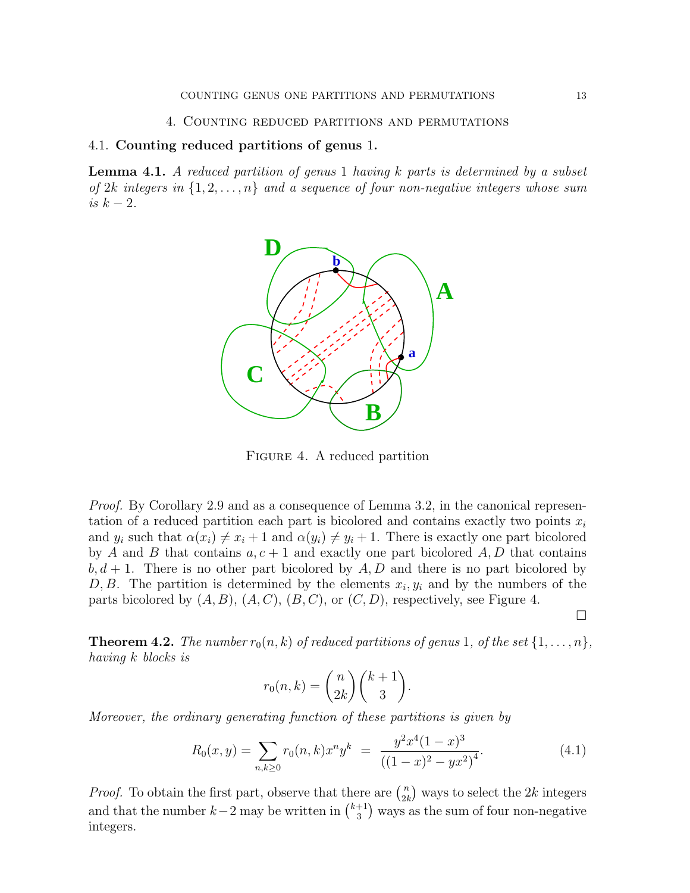## 4. Counting reduced partitions and permutations

### 4.1. Counting reduced partitions of genus 1.

**Lemma 4.1.** *A reduced partition of genus 1 having $k$ parts is determined by a subset of $2k$ integers in $\{1, 2, \ldots, n\}$ and a sequence of four non-negative integers whose sum is $k-2$.*

Figure 4. A reduced partition

*Proof.* By Corollary 2.9 and as a consequence of Lemma 3.2, in the canonical representation of a reduced partition each part is bicolored and contains exactly two points $x_i$ and $y_i$ such that $\alpha(x_i) \neq x_i + 1$ and $\alpha(y_i) \neq y_i + 1$. There is exactly one part bicolored by $A$ and $B$ that contains $a, c+1$ and exactly one part bicolored $A, D$ that contains $b, d+1$. There is no other part bicolored by $A, D$ and there is no part bicolored by $D, B$. The partition is determined by the elements $x_i, y_i$ and by the numbers of the parts bicolored by $(A, B)$, $(A, C)$, $(B, C)$, or $(C, D)$, respectively, see Figure 4. □

**Theorem 4.2.** *The number $r_0(n, k)$ of reduced partitions of genus 1, of the set $\{1, \ldots, n\}$, having $k$ blocks is*

$$r_0(n, k) = \binom{n}{2k}\binom{k+1}{3}.$$

*Moreover, the ordinary generating function of these partitions is given by*

$$R_0(x, y) = \sum_{n,k \geq 0} r_0(n, k) x^n y^k \;=\; \frac{y^2 x^4 (1-x)^3}{\left((1-x)^2 - yx^2\right)^4}. \tag{4.1}$$

*Proof.* To obtain the first part, observe that there are $\binom{n}{2k}$ ways to select the $2k$ integers and that the number $k-2$ may be written in $\binom{k+1}{3}$ ways as the sum of four non-negative integers.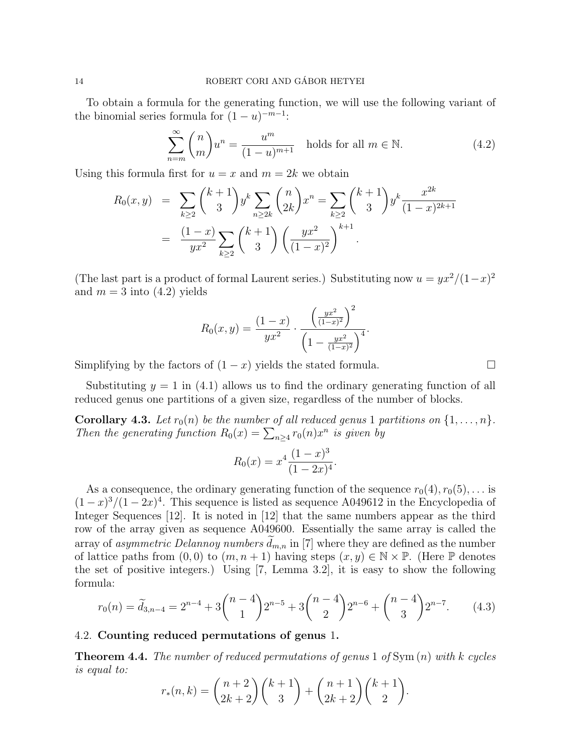To obtain a formula for the generating function, we will use the following variant of the binomial series formula for $(1-u)^{-m-1}$:

$$\sum_{n=m}^{\infty} \binom{n}{m} u^n = \frac{u^m}{(1-u)^{m+1}} \quad \text{holds for all } m \in \mathbb{N}. \tag{4.2}$$

Using this formula first for $u = x$ and $m = 2k$ we obtain

$$\begin{aligned} R_0(x,y) &= \sum_{k\geq 2} \binom{k+1}{3} y^k \sum_{n\geq 2k} \binom{n}{2k} x^n = \sum_{k\geq 2} \binom{k+1}{3} y^k \frac{x^{2k}}{(1-x)^{2k+1}} \\ &= \frac{(1-x)}{yx^2} \sum_{k\geq 2} \binom{k+1}{3} \left(\frac{yx^2}{(1-x)^2}\right)^{k+1}. \end{aligned}$$

(The last part is a product of formal Laurent series.) Substituting now $u = yx^2/(1-x)^2$ and $m = 3$ into (4.2) yields

$$R_0(x,y) = \frac{(1-x)}{yx^2} \cdot \frac{\left(\frac{yx^2}{(1-x)^2}\right)^2}{\left(1 - \frac{yx^2}{(1-x)^2}\right)^4}.$$

Simplifying by the factors of $(1-x)$ yields the stated formula. $\square$

Substituting $y = 1$ in (4.1) allows us to find the ordinary generating function of all reduced genus one partitions of a given size, regardless of the number of blocks.

**Corollary 4.3.** *Let $r_0(n)$ be the number of all reduced genus 1 partitions on $\{1, \ldots, n\}$. Then the generating function $R_0(x) = \sum_{n\geq 4} r_0(n) x^n$ is given by*

$$R_0(x) = x^4 \frac{(1-x)^3}{(1-2x)^4}.$$

As a consequence, the ordinary generating function of the sequence $r_0(4), r_0(5), \ldots$ is $(1-x)^3/(1-2x)^4$. This sequence is listed as sequence A049612 in the Encyclopedia of Integer Sequences [12]. It is noted in [12] that the same numbers appear as the third row of the array given as sequence A049600. Essentially the same array is called the array of *asymmetric Delannoy numbers* $\widetilde{d}_{m,n}$ in [7] where they are defined as the number of lattice paths from $(0,0)$ to $(m, n+1)$ having steps $(x,y) \in \mathbb{N} \times \mathbb{P}$. (Here $\mathbb{P}$ denotes the set of positive integers.) Using [7, Lemma 3.2], it is easy to show the following formula:

$$r_0(n) = \widetilde{d}_{3,n-4} = 2^{n-4} + 3\binom{n-4}{1} 2^{n-5} + 3\binom{n-4}{2} 2^{n-6} + \binom{n-4}{3} 2^{n-7}. \tag{4.3}$$

### 4.2. Counting reduced permutations of genus 1.

**Theorem 4.4.** *The number of reduced permutations of genus 1 of $\mathrm{Sym}(n)$ with $k$ cycles is equal to:*

$$r_*(n,k) = \binom{n+2}{2k+2}\binom{k+1}{3} + \binom{n+1}{2k+2}\binom{k+1}{2}.$$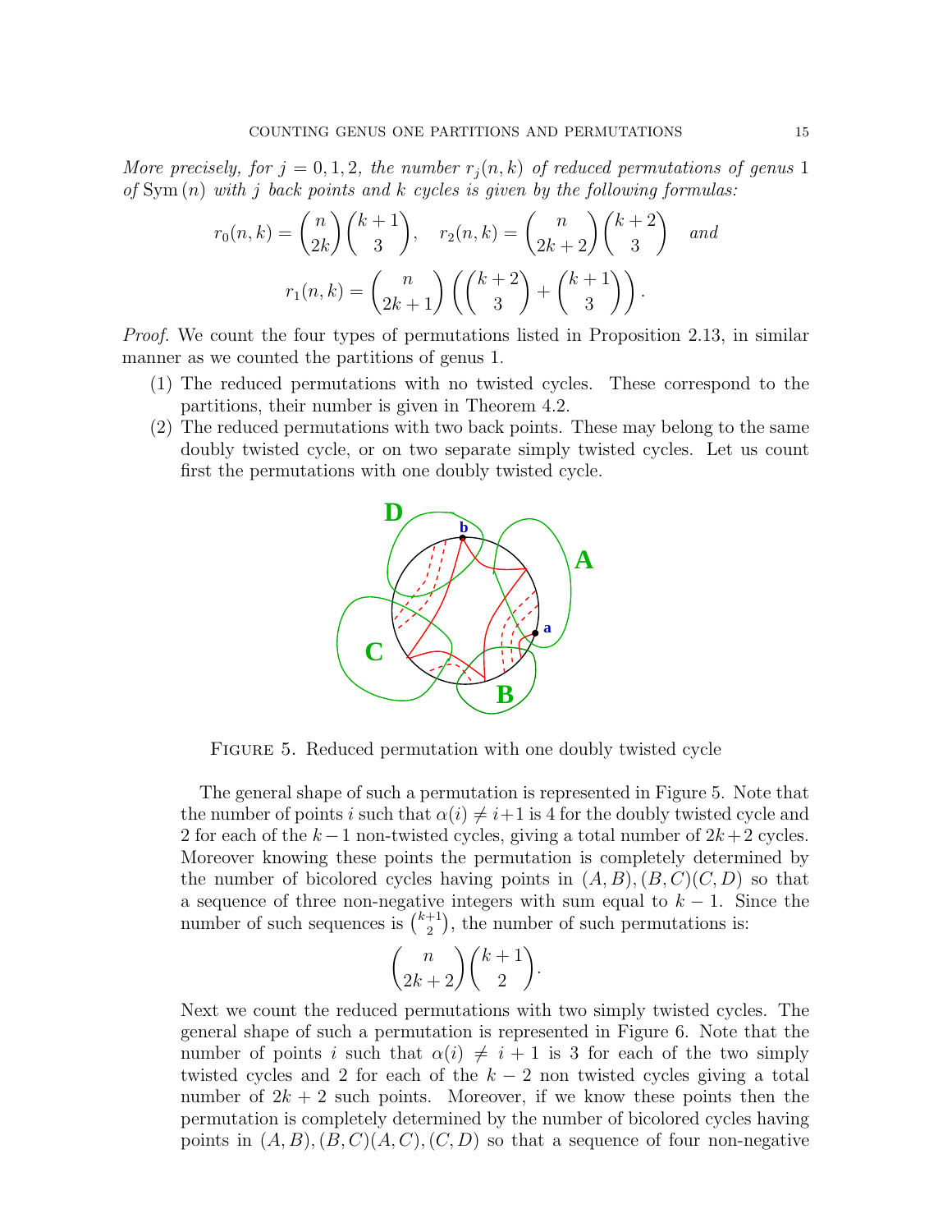*More precisely, for $j = 0, 1, 2$, the number $r_j(n,k)$ of reduced permutations of genus 1 of $\mathrm{Sym}(n)$ with $j$ back points and $k$ cycles is given by the following formulas:*

$$r_0(n,k) = \binom{n}{2k}\binom{k+1}{3}, \quad r_2(n,k) = \binom{n}{2k+2}\binom{k+2}{3} \quad \textit{and}$$

$$r_1(n,k) = \binom{n}{2k+1}\left(\binom{k+2}{3} + \binom{k+1}{3}\right).$$

*Proof.* We count the four types of permutations listed in Proposition 2.13, in similar manner as we counted the partitions of genus 1.

1. The reduced permutations with no twisted cycles. These correspond to the partitions, their number is given in Theorem 4.2.
2. The reduced permutations with two back points. These may belong to the same doubly twisted cycle, or on two separate simply twisted cycles. Let us count first the permutations with one doubly twisted cycle.

Figure 5. Reduced permutation with one doubly twisted cycle

The general shape of such a permutation is represented in Figure 5. Note that the number of points $i$ such that $\alpha(i) \neq i+1$ is 4 for the doubly twisted cycle and 2 for each of the $k-1$ non-twisted cycles, giving a total number of $2k+2$ cycles. Moreover knowing these points the permutation is completely determined by the number of bicolored cycles having points in $(A,B), (B,C)(C,D)$ so that a sequence of three non-negative integers with sum equal to $k-1$. Since the number of such sequences is $\binom{k+1}{2}$, the number of such permutations is:

$$\binom{n}{2k+2}\binom{k+1}{2}.$$

Next we count the reduced permutations with two simply twisted cycles. The general shape of such a permutation is represented in Figure 6. Note that the number of points $i$ such that $\alpha(i) \neq i+1$ is 3 for each of the two simply twisted cycles and 2 for each of the $k-2$ non twisted cycles giving a total number of $2k+2$ such points. Moreover, if we know these points then the permutation is completely determined by the number of bicolored cycles having points in $(A,B), (B,C)(A,C), (C,D)$ so that a sequence of four non-negative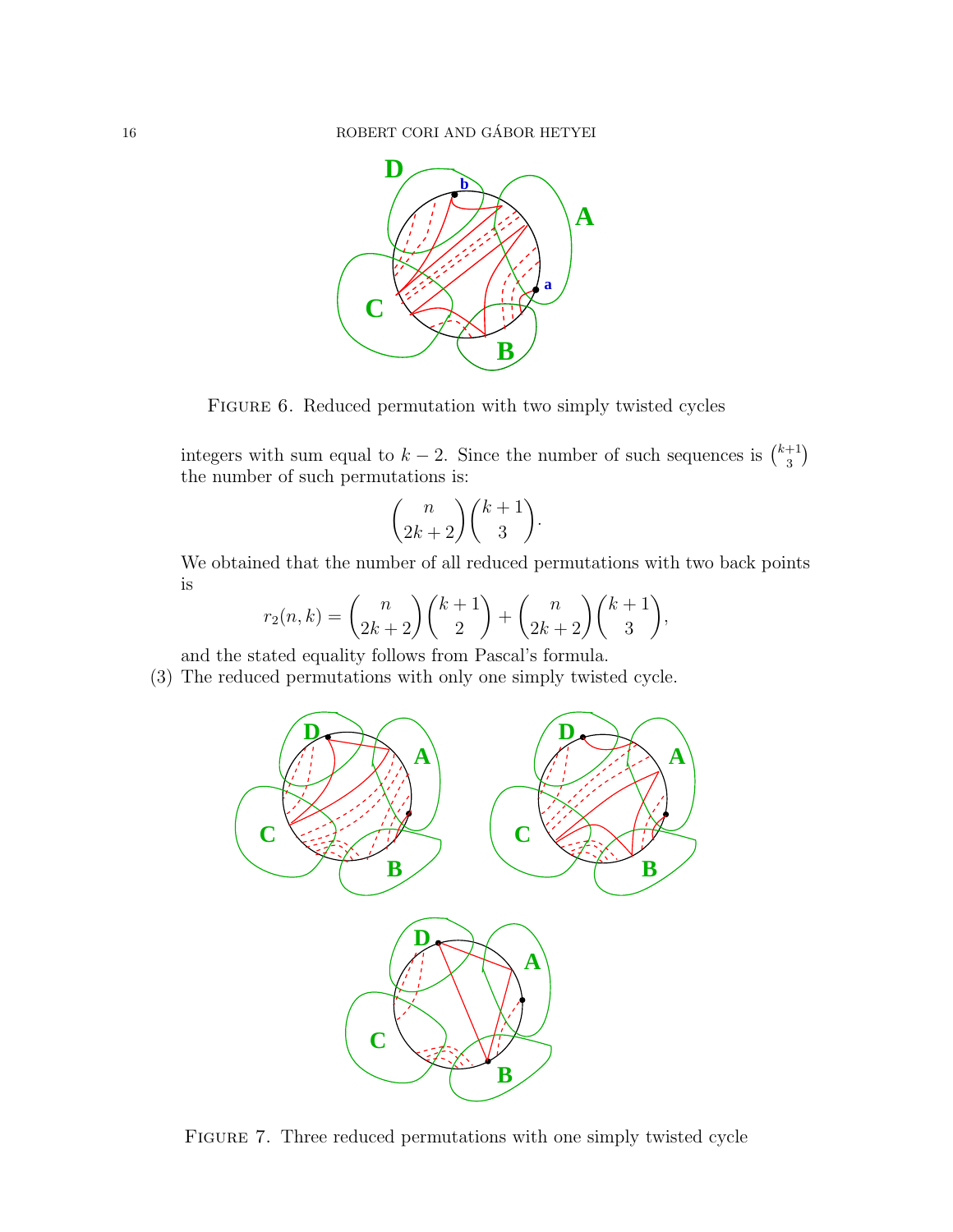FIGURE 6. Reduced permutation with two simply twisted cycles

integers with sum equal to $k-2$. Since the number of such sequences is $\binom{k+1}{3}$ the number of such permutations is:

$$\binom{n}{2k+2}\binom{k+1}{3}.$$

We obtained that the number of all reduced permutations with two back points is

$$r_2(n,k) = \binom{n}{2k+2}\binom{k+1}{2} + \binom{n}{2k+2}\binom{k+1}{3},$$

and the stated equality follows from Pascal's formula.

(3) The reduced permutations with only one simply twisted cycle.

FIGURE 7. Three reduced permutations with one simply twisted cycle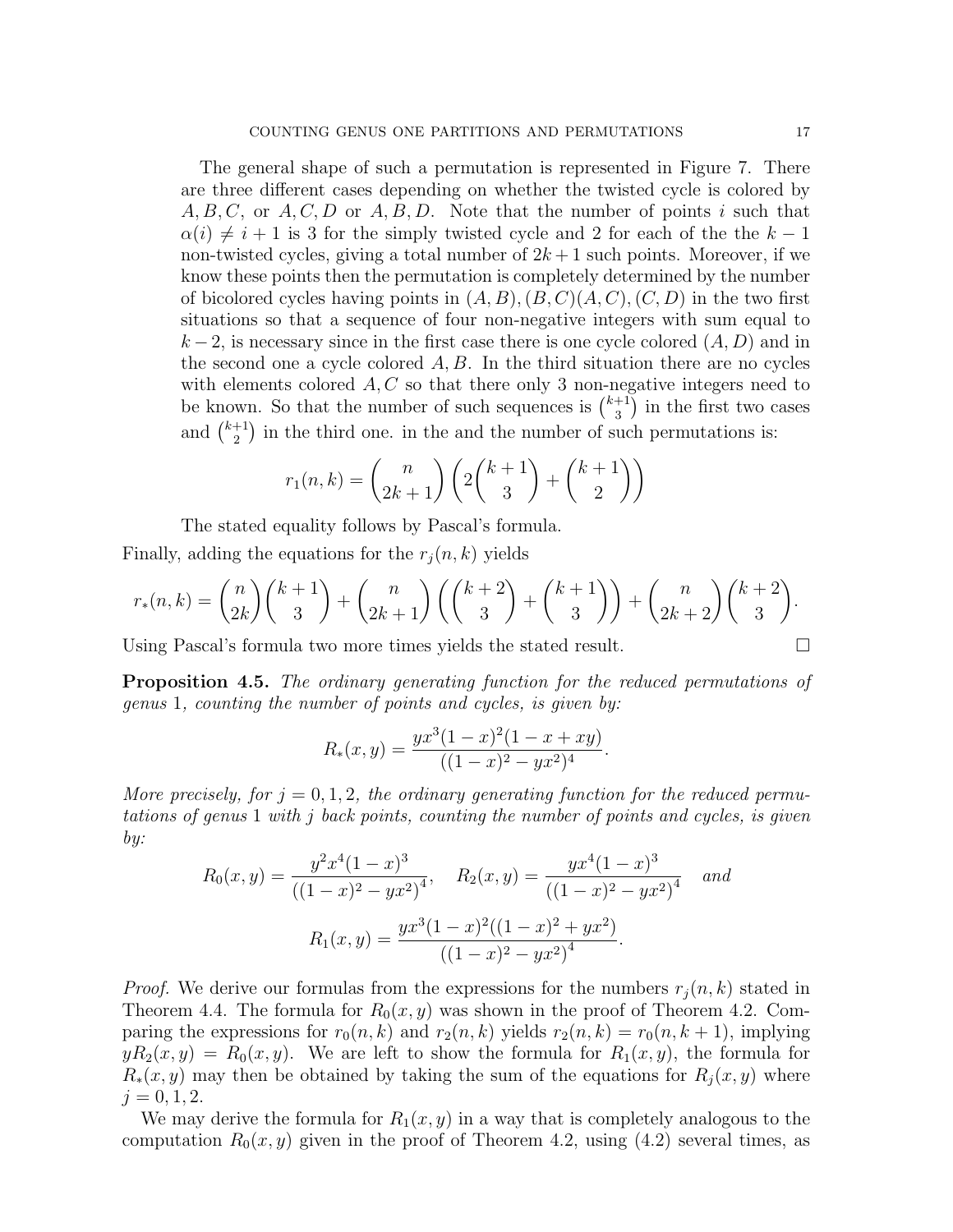The general shape of such a permutation is represented in Figure 7. There are three different cases depending on whether the twisted cycle is colored by $A, B, C$, or $A, C, D$ or $A, B, D$. Note that the number of points $i$ such that $\alpha(i) \neq i+1$ is 3 for the simply twisted cycle and 2 for each of the the $k-1$ non-twisted cycles, giving a total number of $2k+1$ such points. Moreover, if we know these points then the permutation is completely determined by the number of bicolored cycles having points in $(A, B), (B, C)(A, C), (C, D)$ in the two first situations so that a sequence of four non-negative integers with sum equal to $k-2$, is necessary since in the first case there is one cycle colored $(A, D)$ and in the second one a cycle colored $A, B$. In the third situation there are no cycles with elements colored $A, C$ so that there only 3 non-negative integers need to be known. So that the number of such sequences is $\binom{k+1}{3}$ in the first two cases and $\binom{k+1}{2}$ in the third one. in the and the number of such permutations is:

$$r_1(n,k) = \binom{n}{2k+1}\left(2\binom{k+1}{3} + \binom{k+1}{2}\right)$$

The stated equality follows by Pascal's formula.

Finally, adding the equations for the $r_j(n,k)$ yields

$$r_*(n,k) = \binom{n}{2k}\binom{k+1}{3} + \binom{n}{2k+1}\left(\binom{k+2}{3} + \binom{k+1}{3}\right) + \binom{n}{2k+2}\binom{k+2}{3}.$$

Using Pascal's formula two more times yields the stated result. $\square$

**Proposition 4.5.** *The ordinary generating function for the reduced permutations of genus* 1*, counting the number of points and cycles, is given by:*

$$R_*(x,y) = \frac{yx^3(1-x)^2(1-x+xy)}{((1-x)^2 - yx^2)^4}.$$

*More precisely, for $j = 0, 1, 2$, the ordinary generating function for the reduced permutations of genus* 1 *with $j$ back points, counting the number of points and cycles, is given by:*

$$R_0(x,y) = \frac{y^2x^4(1-x)^3}{((1-x)^2 - yx^2)^4}, \quad R_2(x,y) = \frac{yx^4(1-x)^3}{((1-x)^2 - yx^2)^4} \quad \textit{and}$$

$$R_1(x,y) = \frac{yx^3(1-x)^2((1-x)^2 + yx^2)}{((1-x)^2 - yx^2)^4}.$$

*Proof.* We derive our formulas from the expressions for the numbers $r_j(n,k)$ stated in Theorem 4.4. The formula for $R_0(x,y)$ was shown in the proof of Theorem 4.2. Comparing the expressions for $r_0(n,k)$ and $r_2(n,k)$ yields $r_2(n,k) = r_0(n,k+1)$, implying $yR_2(x,y) = R_0(x,y)$. We are left to show the formula for $R_1(x,y)$, the formula for $R_*(x,y)$ may then be obtained by taking the sum of the equations for $R_j(x,y)$ where $j = 0, 1, 2$.

We may derive the formula for $R_1(x,y)$ in a way that is completely analogous to the computation $R_0(x,y)$ given in the proof of Theorem 4.2, using (4.2) several times, as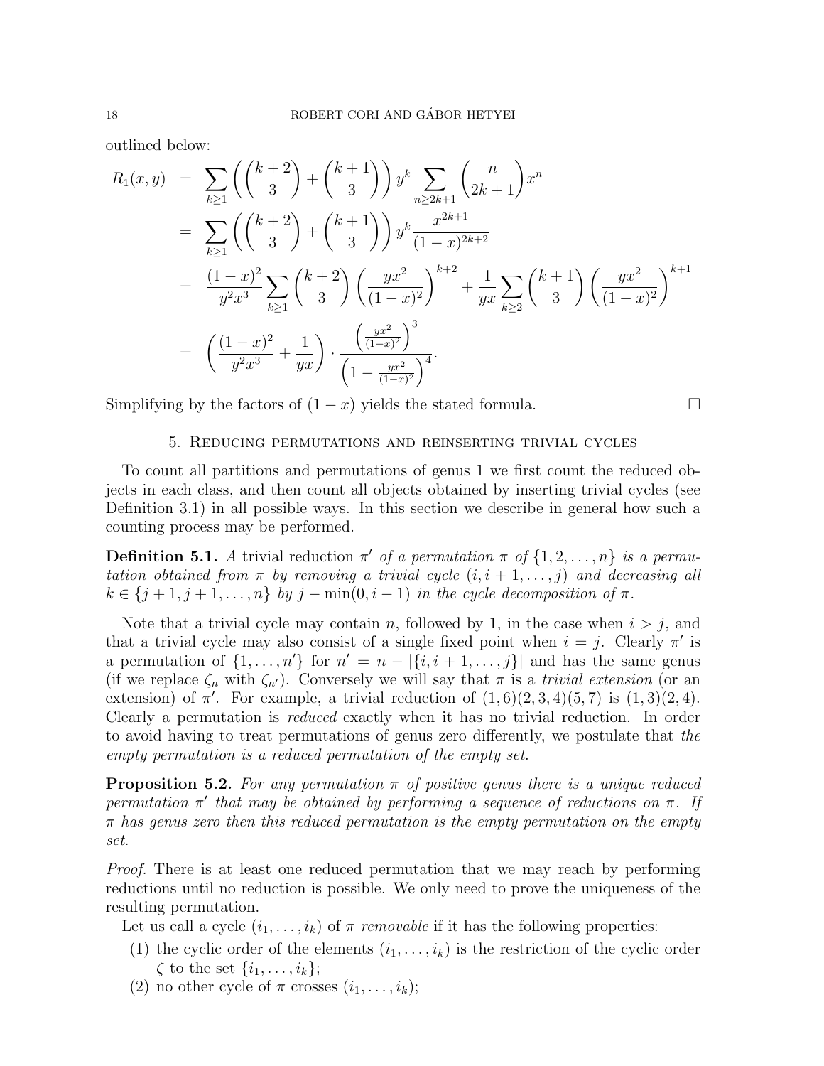outlined below:

$$
\begin{aligned}
R_1(x,y) &= \sum_{k\geq 1}\left(\binom{k+2}{3}+\binom{k+1}{3}\right)y^k\sum_{n\geq 2k+1}\binom{n}{2k+1}x^n\\
&= \sum_{k\geq 1}\left(\binom{k+2}{3}+\binom{k+1}{3}\right)y^k\frac{x^{2k+1}}{(1-x)^{2k+2}}\\
&= \frac{(1-x)^2}{y^2x^3}\sum_{k\geq 1}\binom{k+2}{3}\left(\frac{yx^2}{(1-x)^2}\right)^{k+2}+\frac{1}{yx}\sum_{k\geq 2}\binom{k+1}{3}\left(\frac{yx^2}{(1-x)^2}\right)^{k+1}\\
&= \left(\frac{(1-x)^2}{y^2x^3}+\frac{1}{yx}\right)\cdot\frac{\left(\frac{yx^2}{(1-x)^2}\right)^3}{\left(1-\frac{yx^2}{(1-x)^2}\right)^4}.
\end{aligned}
$$

Simplifying by the factors of $(1-x)$ yields the stated formula. □

## 5. Reducing permutations and reinserting trivial cycles

To count all partitions and permutations of genus 1 we first count the reduced objects in each class, and then count all objects obtained by inserting trivial cycles (see Definition 3.1) in all possible ways. In this section we describe in general how such a counting process may be performed.

**Definition 5.1.** *A* trivial reduction *$\pi'$ of a permutation $\pi$ of $\{1,2,\ldots,n\}$ is a permutation obtained from $\pi$ by removing a trivial cycle $(i,i+1,\ldots,j)$ and decreasing all $k\in\{j+1,j+1,\ldots,n\}$ by $j-\min(0,i-1)$ in the cycle decomposition of $\pi$.*

Note that a trivial cycle may contain $n$, followed by 1, in the case when $i>j$, and that a trivial cycle may also consist of a single fixed point when $i=j$. Clearly $\pi'$ is a permutation of $\{1,\ldots,n'\}$ for $n'=n-|\{i,i+1,\ldots,j\}|$ and has the same genus (if we replace $\zeta_n$ with $\zeta_{n'}$). Conversely we will say that $\pi$ is a *trivial extension* (or an extension) of $\pi'$. For example, a trivial reduction of $(1,6)(2,3,4)(5,7)$ is $(1,3)(2,4)$. Clearly a permutation is *reduced* exactly when it has no trivial reduction. In order to avoid having to treat permutations of genus zero differently, we postulate that *the empty permutation is a reduced permutation of the empty set*.

**Proposition 5.2.** *For any permutation $\pi$ of positive genus there is a unique reduced permutation $\pi'$ that may be obtained by performing a sequence of reductions on $\pi$. If $\pi$ has genus zero then this reduced permutation is the empty permutation on the empty set.*

*Proof.* There is at least one reduced permutation that we may reach by performing reductions until no reduction is possible. We only need to prove the uniqueness of the resulting permutation.

Let us call a cycle $(i_1,\ldots,i_k)$ of $\pi$ *removable* if it has the following properties:

1. the cyclic order of the elements $(i_1,\ldots,i_k)$ is the restriction of the cyclic order $\zeta$ to the set $\{i_1,\ldots,i_k\}$;
2. no other cycle of $\pi$ crosses $(i_1,\ldots,i_k)$;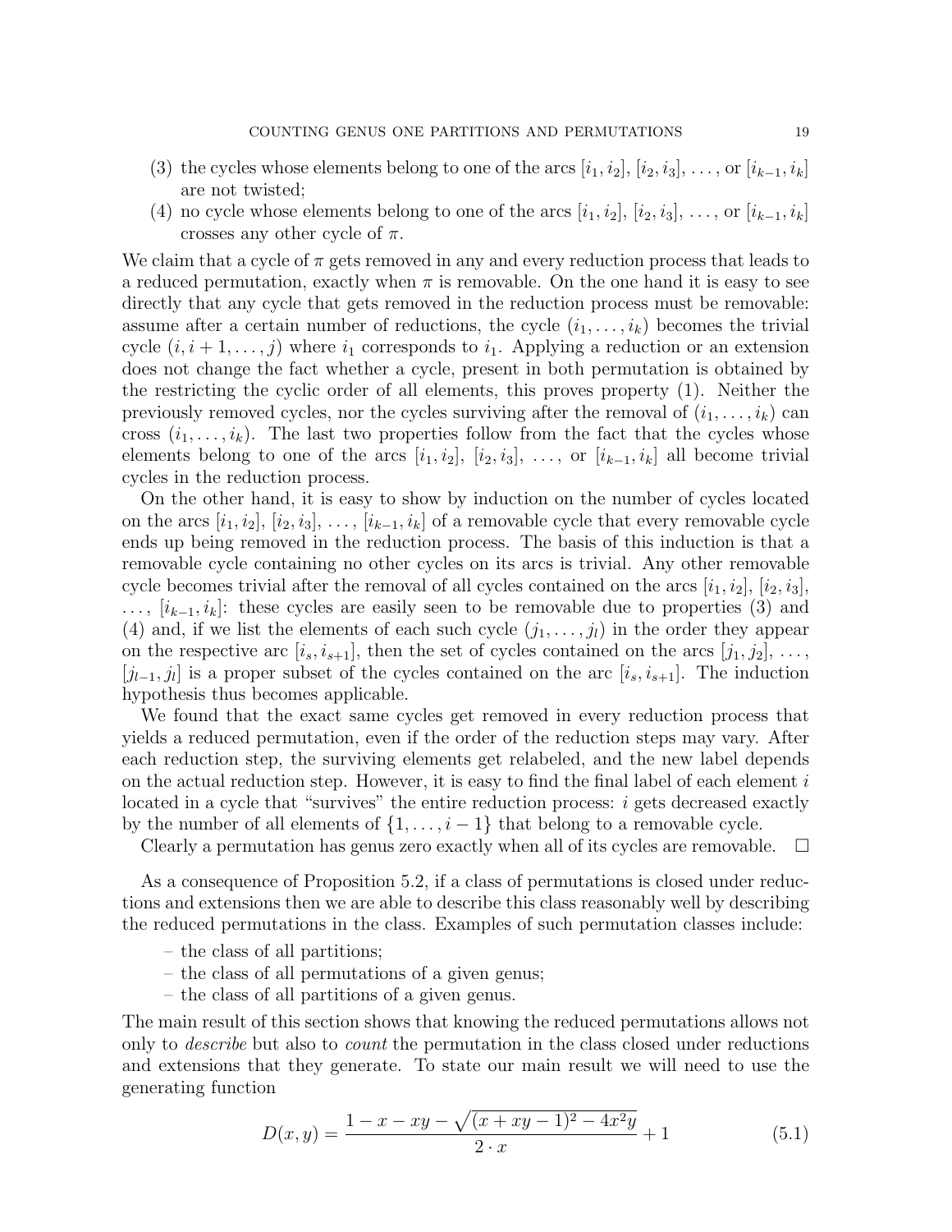(3) the cycles whose elements belong to one of the arcs $[i_1, i_2]$, $[i_2, i_3]$, ..., or $[i_{k-1}, i_k]$ are not twisted;
(4) no cycle whose elements belong to one of the arcs $[i_1, i_2]$, $[i_2, i_3]$, ..., or $[i_{k-1}, i_k]$ crosses any other cycle of $\pi$.

We claim that a cycle of $\pi$ gets removed in any and every reduction process that leads to a reduced permutation, exactly when $\pi$ is removable. On the one hand it is easy to see directly that any cycle that gets removed in the reduction process must be removable: assume after a certain number of reductions, the cycle $(i_1, \ldots, i_k)$ becomes the trivial cycle $(i, i+1, \ldots, j)$ where $i_1$ corresponds to $i_1$. Applying a reduction or an extension does not change the fact whether a cycle, present in both permutation is obtained by the restricting the cyclic order of all elements, this proves property (1). Neither the previously removed cycles, nor the cycles surviving after the removal of $(i_1, \ldots, i_k)$ can cross $(i_1, \ldots, i_k)$. The last two properties follow from the fact that the cycles whose elements belong to one of the arcs $[i_1, i_2]$, $[i_2, i_3]$, ..., or $[i_{k-1}, i_k]$ all become trivial cycles in the reduction process.

On the other hand, it is easy to show by induction on the number of cycles located on the arcs $[i_1, i_2]$, $[i_2, i_3]$, ..., $[i_{k-1}, i_k]$ of a removable cycle that every removable cycle ends up being removed in the reduction process. The basis of this induction is that a removable cycle containing no other cycles on its arcs is trivial. Any other removable cycle becomes trivial after the removal of all cycles contained on the arcs $[i_1, i_2]$, $[i_2, i_3]$, ..., $[i_{k-1}, i_k]$: these cycles are easily seen to be removable due to properties (3) and (4) and, if we list the elements of each such cycle $(j_1, \ldots, j_l)$ in the order they appear on the respective arc $[i_s, i_{s+1}]$, then the set of cycles contained on the arcs $[j_1, j_2]$, ..., $[j_{l-1}, j_l]$ is a proper subset of the cycles contained on the arc $[i_s, i_{s+1}]$. The induction hypothesis thus becomes applicable.

We found that the exact same cycles get removed in every reduction process that yields a reduced permutation, even if the order of the reduction steps may vary. After each reduction step, the surviving elements get relabeled, and the new label depends on the actual reduction step. However, it is easy to find the final label of each element $i$ located in a cycle that "survives" the entire reduction process: $i$ gets decreased exactly by the number of all elements of $\{1, \ldots, i-1\}$ that belong to a removable cycle.

Clearly a permutation has genus zero exactly when all of its cycles are removable. $\square$

As a consequence of Proposition 5.2, if a class of permutations is closed under reductions and extensions then we are able to describe this class reasonably well by describing the reduced permutations in the class. Examples of such permutation classes include:

– the class of all partitions;
– the class of all permutations of a given genus;
– the class of all partitions of a given genus.

The main result of this section shows that knowing the reduced permutations allows not only to *describe* but also to *count* the permutation in the class closed under reductions and extensions that they generate. To state our main result we will need to use the generating function

$$D(x, y) = \frac{1 - x - xy - \sqrt{(x + xy - 1)^2 - 4x^2y}}{2 \cdot x} + 1 \tag{5.1}$$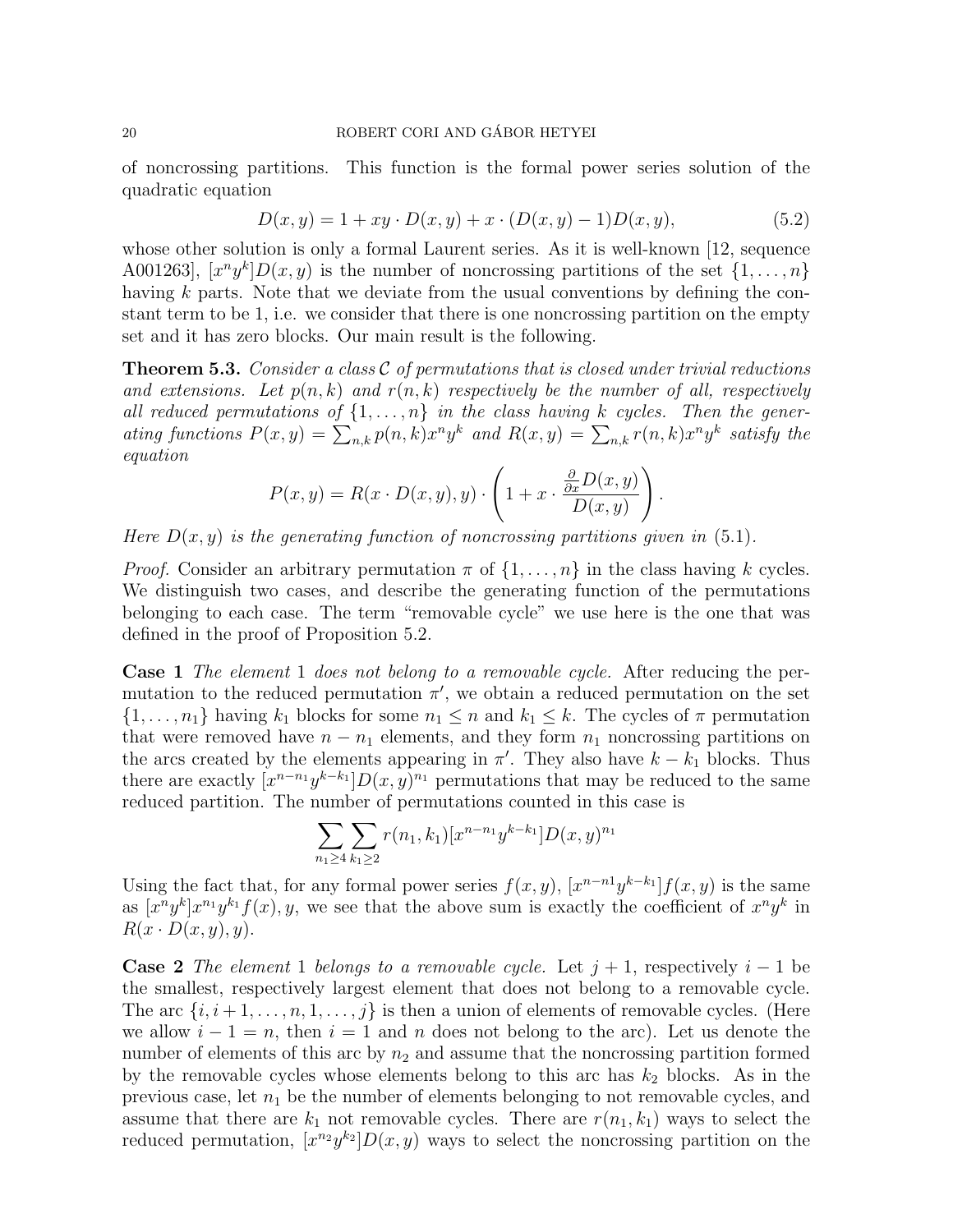of noncrossing partitions. This function is the formal power series solution of the quadratic equation

$$D(x,y) = 1 + xy \cdot D(x,y) + x \cdot (D(x,y) - 1)D(x,y), \tag{5.2}$$

whose other solution is only a formal Laurent series. As it is well-known [12, sequence A001263], $[x^n y^k]D(x,y)$ is the number of noncrossing partitions of the set $\{1,\ldots,n\}$ having $k$ parts. Note that we deviate from the usual conventions by defining the constant term to be 1, i.e. we consider that there is one noncrossing partition on the empty set and it has zero blocks. Our main result is the following.

**Theorem 5.3.** *Consider a class $\mathcal{C}$ of permutations that is closed under trivial reductions and extensions. Let $p(n,k)$ and $r(n,k)$ respectively be the number of all, respectively all reduced permutations of $\{1,\ldots,n\}$ in the class having $k$ cycles. Then the generating functions $P(x,y) = \sum_{n,k} p(n,k)x^n y^k$ and $R(x,y) = \sum_{n,k} r(n,k)x^n y^k$ satisfy the equation*

$$P(x,y) = R(x \cdot D(x,y), y) \cdot \left(1 + x \cdot \frac{\frac{\partial}{\partial x} D(x,y)}{D(x,y)}\right).$$

*Here $D(x,y)$ is the generating function of noncrossing partitions given in* (5.1).

*Proof.* Consider an arbitrary permutation $\pi$ of $\{1,\ldots,n\}$ in the class having $k$ cycles. We distinguish two cases, and describe the generating function of the permutations belonging to each case. The term "removable cycle" we use here is the one that was defined in the proof of Proposition 5.2.

**Case 1** *The element* 1 *does not belong to a removable cycle.* After reducing the permutation to the reduced permutation $\pi'$, we obtain a reduced permutation on the set $\{1,\ldots,n_1\}$ having $k_1$ blocks for some $n_1 \leq n$ and $k_1 \leq k$. The cycles of $\pi$ permutation that were removed have $n - n_1$ elements, and they form $n_1$ noncrossing partitions on the arcs created by the elements appearing in $\pi'$. They also have $k - k_1$ blocks. Thus there are exactly $[x^{n-n_1} y^{k-k_1}]D(x,y)^{n_1}$ permutations that may be reduced to the same reduced partition. The number of permutations counted in this case is

$$\sum_{n_1 \geq 4} \sum_{k_1 \geq 2} r(n_1,k_1)[x^{n-n_1} y^{k-k_1}]D(x,y)^{n_1}$$

Using the fact that, for any formal power series $f(x,y)$, $[x^{n-n1} y^{k-k_1}]f(x,y)$ is the same as $[x^n y^k]x^{n_1} y^{k_1} f(x),y$, we see that the above sum is exactly the coefficient of $x^n y^k$ in $R(x \cdot D(x,y), y)$.

**Case 2** *The element* 1 *belongs to a removable cycle.* Let $j+1$, respectively $i-1$ be the smallest, respectively largest element that does not belong to a removable cycle. The arc $\{i, i+1, \ldots, n, 1, \ldots, j\}$ is then a union of elements of removable cycles. (Here we allow $i - 1 = n$, then $i = 1$ and $n$ does not belong to the arc). Let us denote the number of elements of this arc by $n_2$ and assume that the noncrossing partition formed by the removable cycles whose elements belong to this arc has $k_2$ blocks. As in the previous case, let $n_1$ be the number of elements belonging to not removable cycles, and assume that there are $k_1$ not removable cycles. There are $r(n_1,k_1)$ ways to select the reduced permutation, $[x^{n_2} y^{k_2}]D(x,y)$ ways to select the noncrossing partition on the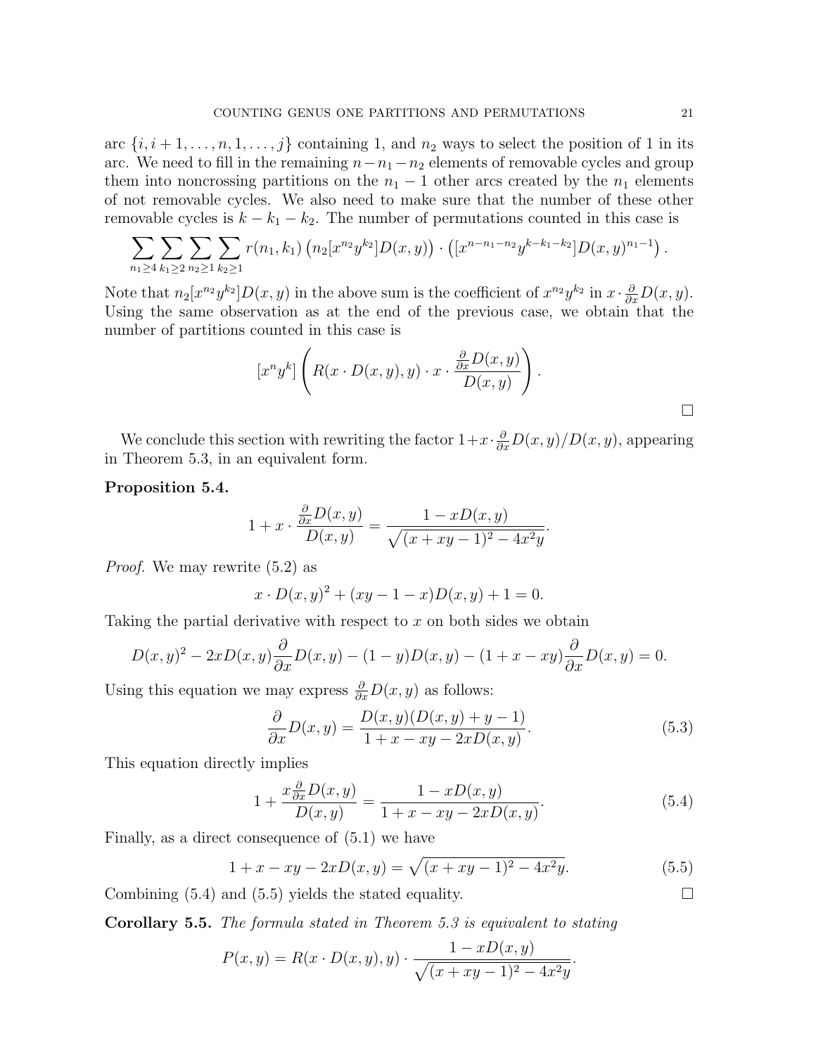arc $\{i, i+1, \ldots, n, 1, \ldots, j\}$ containing 1, and $n_2$ ways to select the position of 1 in its arc. We need to fill in the remaining $n-n_1-n_2$ elements of removable cycles and group them into noncrossing partitions on the $n_1 - 1$ other arcs created by the $n_1$ elements of not removable cycles. We also need to make sure that the number of these other removable cycles is $k - k_1 - k_2$. The number of permutations counted in this case is

$$\sum_{n_1 \geq 4} \sum_{k_1 \geq 2} \sum_{n_2 \geq 1} \sum_{k_2 \geq 1} r(n_1, k_1) \left(n_2 [x^{n_2} y^{k_2}] D(x,y)\right) \cdot \left([x^{n-n_1-n_2} y^{k-k_1-k_2}] D(x,y)^{n_1-1}\right).$$

Note that $n_2[x^{n_2} y^{k_2}] D(x,y)$ in the above sum is the coefficient of $x^{n_2} y^{k_2}$ in $x \cdot \frac{\partial}{\partial x} D(x,y)$. Using the same observation as at the end of the previous case, we obtain that the number of partitions counted in this case is

$$[x^n y^k] \left( R(x \cdot D(x,y), y) \cdot x \cdot \frac{\frac{\partial}{\partial x} D(x,y)}{D(x,y)} \right).$$

□

We conclude this section with rewriting the factor $1 + x \cdot \frac{\partial}{\partial x} D(x,y)/D(x,y)$, appearing in Theorem 5.3, in an equivalent form.

**Proposition 5.4.**

$$1 + x \cdot \frac{\frac{\partial}{\partial x} D(x,y)}{D(x,y)} = \frac{1 - xD(x,y)}{\sqrt{(x + xy - 1)^2 - 4x^2 y}}.$$

*Proof.* We may rewrite (5.2) as

$$x \cdot D(x,y)^2 + (xy - 1 - x) D(x,y) + 1 = 0.$$

Taking the partial derivative with respect to $x$ on both sides we obtain

$$D(x,y)^2 - 2xD(x,y) \frac{\partial}{\partial x} D(x,y) - (1-y) D(x,y) - (1 + x - xy) \frac{\partial}{\partial x} D(x,y) = 0.$$

Using this equation we may express $\frac{\partial}{\partial x} D(x,y)$ as follows:

$$\frac{\partial}{\partial x} D(x,y) = \frac{D(x,y)(D(x,y) + y - 1)}{1 + x - xy - 2xD(x,y)}. \tag{5.3}$$

This equation directly implies

$$1 + \frac{x \frac{\partial}{\partial x} D(x,y)}{D(x,y)} = \frac{1 - xD(x,y)}{1 + x - xy - 2xD(x,y)}. \tag{5.4}$$

Finally, as a direct consequence of (5.1) we have

$$1 + x - xy - 2xD(x,y) = \sqrt{(x + xy - 1)^2 - 4x^2 y}. \tag{5.5}$$

Combining (5.4) and (5.5) yields the stated equality. □

**Corollary 5.5.** *The formula stated in Theorem 5.3 is equivalent to stating*

$$P(x,y) = R(x \cdot D(x,y), y) \cdot \frac{1 - xD(x,y)}{\sqrt{(x + xy - 1)^2 - 4x^2 y}}.$$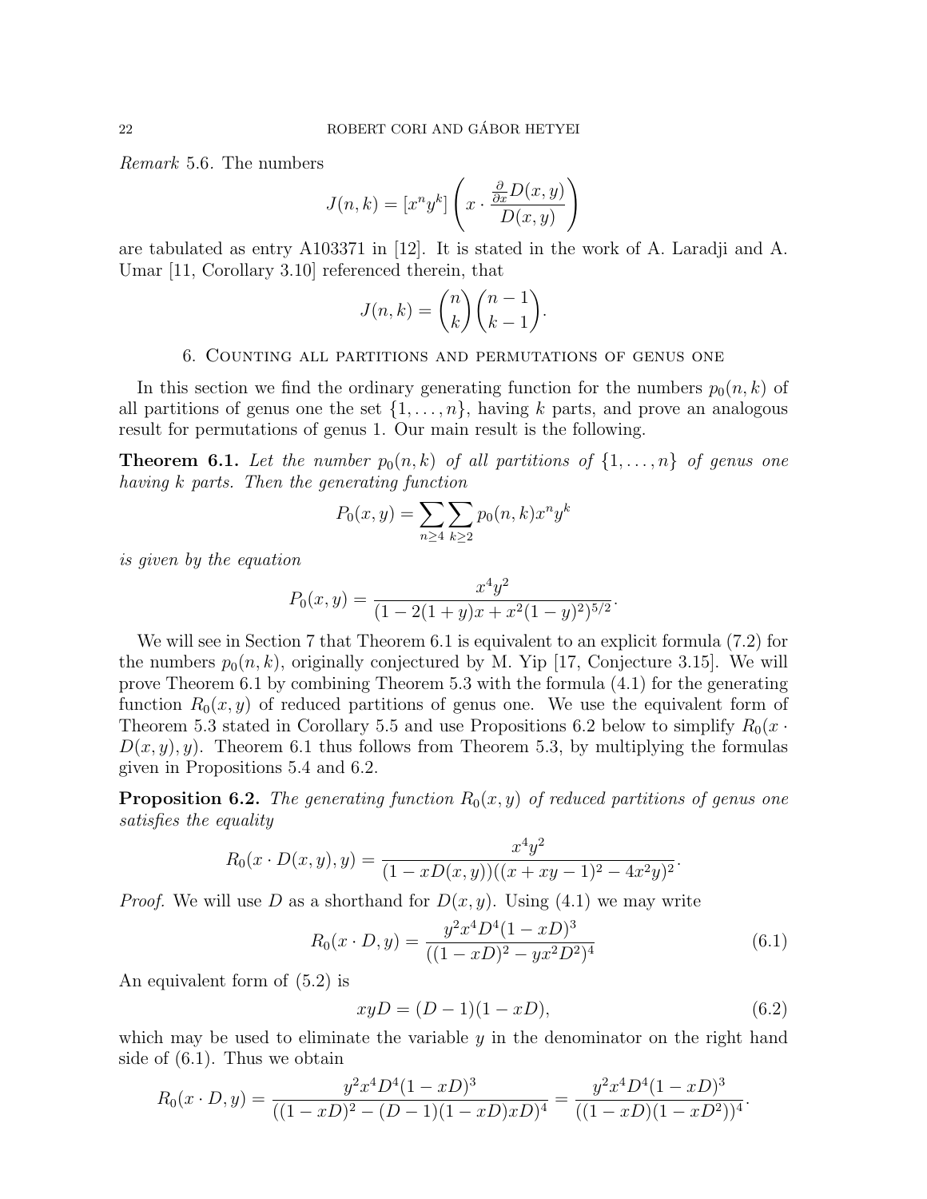*Remark* 5.6. The numbers

$$J(n,k) = [x^n y^k]\left(x \cdot \frac{\frac{\partial}{\partial x} D(x,y)}{D(x,y)}\right)$$

are tabulated as entry A103371 in [12]. It is stated in the work of A. Laradji and A. Umar [11, Corollary 3.10] referenced therein, that

$$J(n,k) = \binom{n}{k}\binom{n-1}{k-1}.$$

## 6. Counting all partitions and permutations of genus one

In this section we find the ordinary generating function for the numbers $p_0(n,k)$ of all partitions of genus one the set $\{1,\ldots,n\}$, having $k$ parts, and prove an analogous result for permutations of genus 1. Our main result is the following.

**Theorem 6.1.** *Let the number $p_0(n,k)$ of all partitions of $\{1,\ldots,n\}$ of genus one having $k$ parts. Then the generating function*

$$P_0(x,y) = \sum_{n\geq 4}\sum_{k\geq 2} p_0(n,k)x^n y^k$$

*is given by the equation*

$$P_0(x,y) = \frac{x^4y^2}{(1-2(1+y)x+x^2(1-y)^2)^{5/2}}.$$

We will see in Section 7 that Theorem 6.1 is equivalent to an explicit formula (7.2) for the numbers $p_0(n,k)$, originally conjectured by M. Yip [17, Conjecture 3.15]. We will prove Theorem 6.1 by combining Theorem 5.3 with the formula (4.1) for the generating function $R_0(x,y)$ of reduced partitions of genus one. We use the equivalent form of Theorem 5.3 stated in Corollary 5.5 and use Propositions 6.2 below to simplify $R_0(x \cdot D(x,y), y)$. Theorem 6.1 thus follows from Theorem 5.3, by multiplying the formulas given in Propositions 5.4 and 6.2.

**Proposition 6.2.** *The generating function $R_0(x,y)$ of reduced partitions of genus one satisfies the equality*

$$R_0(x\cdot D(x,y),y) = \frac{x^4y^2}{(1-xD(x,y))((x+xy-1)^2-4x^2y)^2}.$$

*Proof.* We will use $D$ as a shorthand for $D(x,y)$. Using (4.1) we may write

$$R_0(x\cdot D,y) = \frac{y^2x^4D^4(1-xD)^3}{((1-xD)^2-yx^2D^2)^4} \tag{6.1}$$

An equivalent form of (5.2) is

$$xyD = (D-1)(1-xD), \tag{6.2}$$

which may be used to eliminate the variable $y$ in the denominator on the right hand side of (6.1). Thus we obtain

$$R_0(x\cdot D,y) = \frac{y^2x^4D^4(1-xD)^3}{((1-xD)^2-(D-1)(1-xD)xD)^4} = \frac{y^2x^4D^4(1-xD)^3}{((1-xD)(1-xD^2))^4}.$$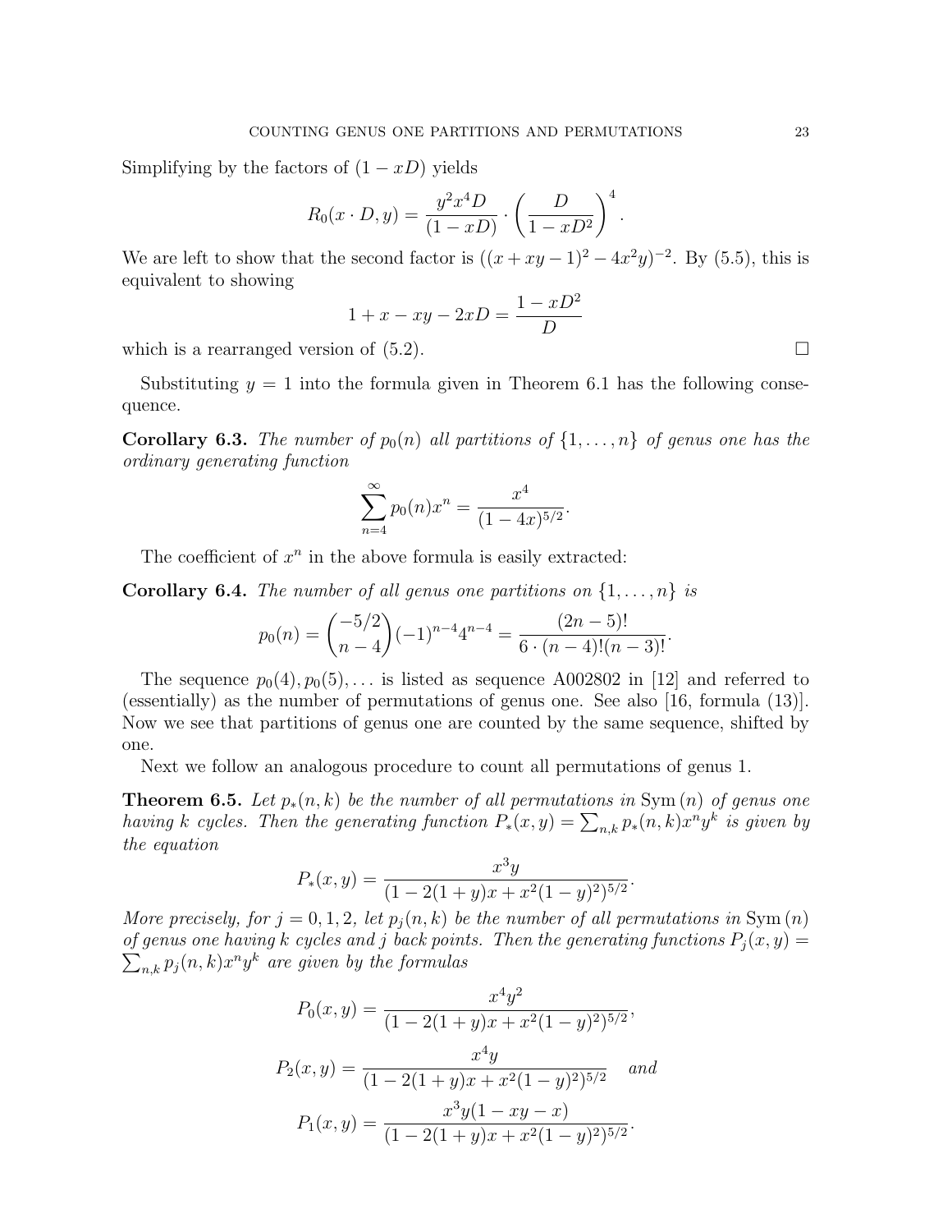Simplifying by the factors of $(1 - xD)$ yields

$$R_0(x \cdot D, y) = \frac{y^2 x^4 D}{(1 - xD)} \cdot \left( \frac{D}{1 - xD^2} \right)^4.$$

We are left to show that the second factor is $((x + xy - 1)^2 - 4x^2 y)^{-2}$. By (5.5), this is equivalent to showing

$$1 + x - xy - 2xD = \frac{1 - xD^2}{D}$$

which is a rearranged version of (5.2). $\square$

Substituting $y = 1$ into the formula given in Theorem 6.1 has the following consequence.

**Corollary 6.3.** *The number of $p_0(n)$ all partitions of $\{1, \ldots, n\}$ of genus one has the ordinary generating function*

$$\sum_{n=4}^{\infty} p_0(n) x^n = \frac{x^4}{(1 - 4x)^{5/2}}.$$

The coefficient of $x^n$ in the above formula is easily extracted:

**Corollary 6.4.** *The number of all genus one partitions on $\{1, \ldots, n\}$ is*

$$p_0(n) = \binom{-5/2}{n-4} (-1)^{n-4} 4^{n-4} = \frac{(2n-5)!}{6 \cdot (n-4)!(n-3)!}.$$

The sequence $p_0(4), p_0(5), \ldots$ is listed as sequence A002802 in [12] and referred to (essentially) as the number of permutations of genus one. See also [16, formula (13)]. Now we see that partitions of genus one are counted by the same sequence, shifted by one.

Next we follow an analogous procedure to count all permutations of genus 1.

**Theorem 6.5.** *Let $p_*(n, k)$ be the number of all permutations in $\mathrm{Sym}(n)$ of genus one having $k$ cycles. Then the generating function $P_*(x, y) = \sum_{n,k} p_*(n, k) x^n y^k$ is given by the equation*

$$P_*(x, y) = \frac{x^3 y}{(1 - 2(1 + y)x + x^2(1 - y)^2)^{5/2}}.$$

*More precisely, for $j = 0, 1, 2$, let $p_j(n, k)$ be the number of all permutations in $\mathrm{Sym}(n)$ of genus one having $k$ cycles and $j$ back points. Then the generating functions $P_j(x, y) = \sum_{n,k} p_j(n, k) x^n y^k$ are given by the formulas*

$$P_0(x, y) = \frac{x^4 y^2}{(1 - 2(1 + y)x + x^2(1 - y)^2)^{5/2}},$$

$$P_2(x, y) = \frac{x^4 y}{(1 - 2(1 + y)x + x^2(1 - y)^2)^{5/2}} \quad \textit{and}$$

$$P_1(x, y) = \frac{x^3 y(1 - xy - x)}{(1 - 2(1 + y)x + x^2(1 - y)^2)^{5/2}}.$$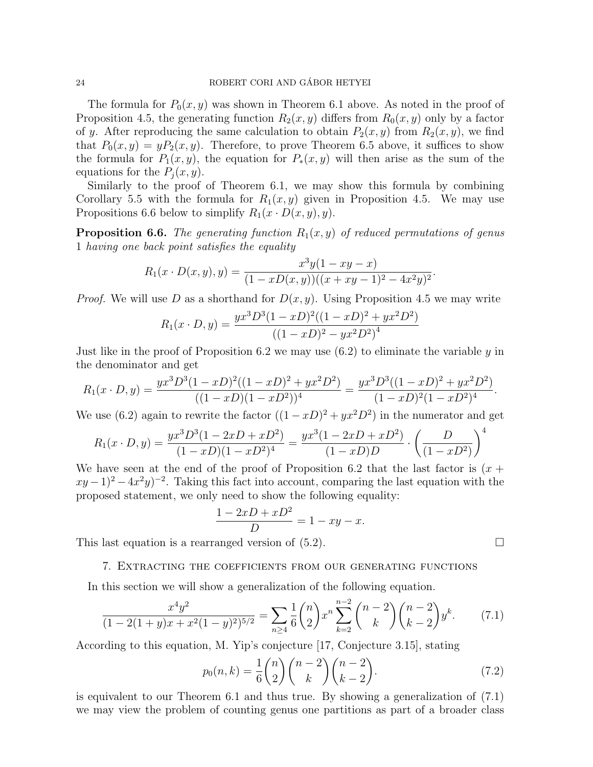The formula for $P_0(x, y)$ was shown in Theorem 6.1 above. As noted in the proof of Proposition 4.5, the generating function $R_2(x, y)$ differs from $R_0(x, y)$ only by a factor of $y$. After reproducing the same calculation to obtain $P_2(x, y)$ from $R_2(x, y)$, we find that $P_0(x, y) = yP_2(x, y)$. Therefore, to prove Theorem 6.5 above, it suffices to show the formula for $P_1(x, y)$, the equation for $P_*(x, y)$ will then arise as the sum of the equations for the $P_j(x, y)$.

Similarly to the proof of Theorem 6.1, we may show this formula by combining Corollary 5.5 with the formula for $R_1(x, y)$ given in Proposition 4.5. We may use Propositions 6.6 below to simplify $R_1(x \cdot D(x, y), y)$.

**Proposition 6.6.** *The generating function $R_1(x, y)$ of reduced permutations of genus 1 having one back point satisfies the equality*

$$R_1(x \cdot D(x, y), y) = \frac{x^3 y(1 - xy - x)}{(1 - xD(x, y))((x + xy - 1)^2 - 4x^2 y)^2}.$$

*Proof.* We will use $D$ as a shorthand for $D(x, y)$. Using Proposition 4.5 we may write

$$R_1(x \cdot D, y) = \frac{yx^3D^3(1 - xD)^2((1 - xD)^2 + yx^2D^2)}{((1 - xD)^2 - yx^2D^2)^4}$$

Just like in the proof of Proposition 6.2 we may use (6.2) to eliminate the variable $y$ in the denominator and get

$$R_1(x \cdot D, y) = \frac{yx^3D^3(1 - xD)^2((1 - xD)^2 + yx^2D^2)}{((1 - xD)(1 - xD^2))^4} = \frac{yx^3D^3((1 - xD)^2 + yx^2D^2)}{(1 - xD)^2(1 - xD^2)^4}.$$

We use (6.2) again to rewrite the factor $((1 - xD)^2 + yx^2D^2)$ in the numerator and get

$$R_1(x \cdot D, y) = \frac{yx^3D^3(1 - 2xD + xD^2)}{(1 - xD)(1 - xD^2)^4} = \frac{yx^3(1 - 2xD + xD^2)}{(1 - xD)D} \cdot \left(\frac{D}{(1 - xD^2)}\right)^4$$

We have seen at the end of the proof of Proposition 6.2 that the last factor is $(x + xy - 1)^2 - 4x^2y)^{-2}$. Taking this fact into account, comparing the last equation with the proposed statement, we only need to show the following equality:

$$\frac{1 - 2xD + xD^2}{D} = 1 - xy - x.$$

This last equation is a rearranged version of (5.2). $\square$

## 7. Extracting the coefficients from our generating functions

In this section we will show a generalization of the following equation.

$$\frac{x^4 y^2}{(1 - 2(1 + y)x + x^2(1 - y)^2)^{5/2}} = \sum_{n \geq 4} \frac{1}{6} \binom{n}{2} x^n \sum_{k=2}^{n-2} \binom{n-2}{k} \binom{n-2}{k-2} y^k. \tag{7.1}$$

According to this equation, M. Yip's conjecture [17, Conjecture 3.15], stating

$$p_0(n, k) = \frac{1}{6} \binom{n}{2} \binom{n-2}{k} \binom{n-2}{k-2}. \tag{7.2}$$

is equivalent to our Theorem 6.1 and thus true. By showing a generalization of (7.1) we may view the problem of counting genus one partitions as part of a broader class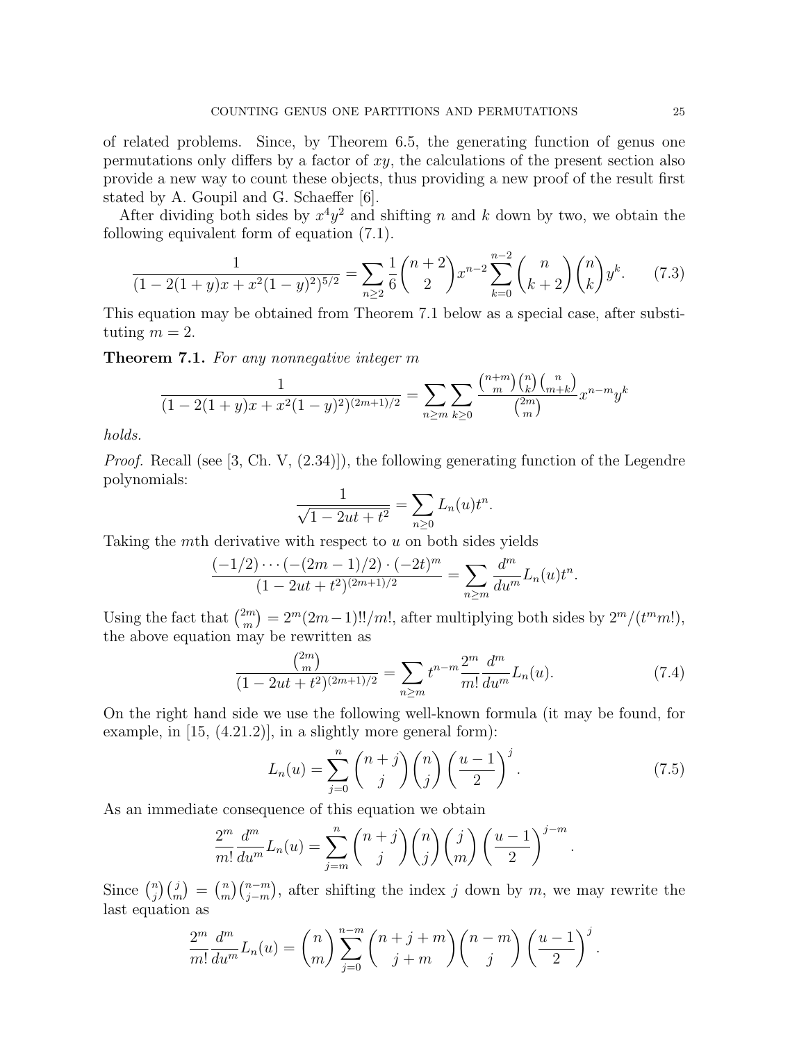of related problems. Since, by Theorem 6.5, the generating function of genus one permutations only differs by a factor of $xy$, the calculations of the present section also provide a new way to count these objects, thus providing a new proof of the result first stated by A. Goupil and G. Schaeffer [6].

After dividing both sides by $x^4y^2$ and shifting $n$ and $k$ down by two, we obtain the following equivalent form of equation (7.1).

$$\frac{1}{(1-2(1+y)x+x^2(1-y)^2)^{5/2}} = \sum_{n\geq 2} \frac{1}{6}\binom{n+2}{2} x^{n-2} \sum_{k=0}^{n-2} \binom{n}{k+2}\binom{n}{k} y^k. \tag{7.3}$$

This equation may be obtained from Theorem 7.1 below as a special case, after substituting $m = 2$.

**Theorem 7.1.** *For any nonnegative integer $m$*

$$\frac{1}{(1-2(1+y)x+x^2(1-y)^2)^{(2m+1)/2}} = \sum_{n\geq m}\sum_{k\geq 0} \frac{\binom{n+m}{m}\binom{n}{k}\binom{n}{m+k}}{\binom{2m}{m}} x^{n-m} y^k$$

*holds.*

*Proof.* Recall (see [3, Ch. V, (2.34)]), the following generating function of the Legendre polynomials:

$$\frac{1}{\sqrt{1-2ut+t^2}} = \sum_{n\geq 0} L_n(u) t^n.$$

Taking the $m$th derivative with respect to $u$ on both sides yields

$$\frac{(-1/2)\cdots(-(2m-1)/2)\cdot(-2t)^m}{(1-2ut+t^2)^{(2m+1)/2}} = \sum_{n\geq m} \frac{d^m}{du^m} L_n(u) t^n.$$

Using the fact that $\binom{2m}{m} = 2^m(2m-1)!!/m!$, after multiplying both sides by $2^m/(t^m m!)$, the above equation may be rewritten as

$$\frac{\binom{2m}{m}}{(1-2ut+t^2)^{(2m+1)/2}} = \sum_{n\geq m} t^{n-m} \frac{2^m}{m!}\frac{d^m}{du^m} L_n(u). \tag{7.4}$$

On the right hand side we use the following well-known formula (it may be found, for example, in [15, (4.21.2)], in a slightly more general form):

$$L_n(u) = \sum_{j=0}^{n} \binom{n+j}{j}\binom{n}{j}\left(\frac{u-1}{2}\right)^j. \tag{7.5}$$

As an immediate consequence of this equation we obtain

$$\frac{2^m}{m!}\frac{d^m}{du^m} L_n(u) = \sum_{j=m}^{n} \binom{n+j}{j}\binom{n}{j}\binom{j}{m}\left(\frac{u-1}{2}\right)^{j-m}.$$

Since $\binom{n}{j}\binom{j}{m} = \binom{n}{m}\binom{n-m}{j-m}$, after shifting the index $j$ down by $m$, we may rewrite the last equation as

$$\frac{2^m}{m!}\frac{d^m}{du^m} L_n(u) = \binom{n}{m} \sum_{j=0}^{n-m} \binom{n+j+m}{j+m}\binom{n-m}{j}\left(\frac{u-1}{2}\right)^j.$$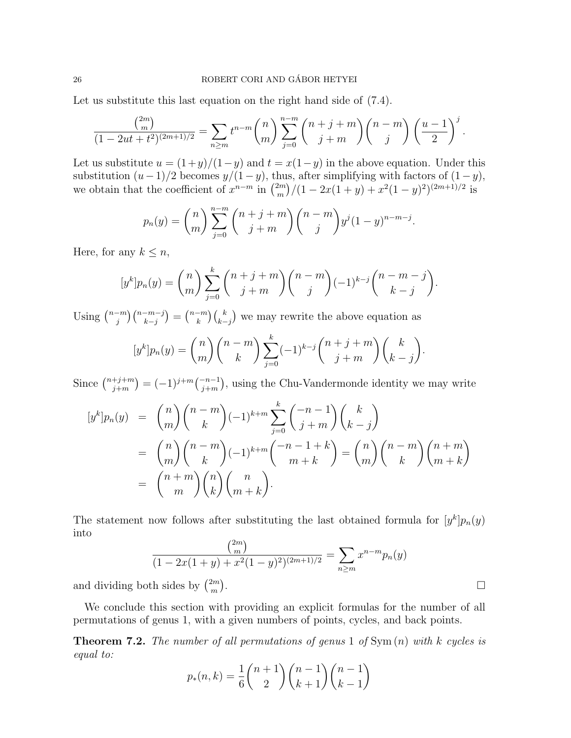Let us substitute this last equation on the right hand side of (7.4).

$$\frac{\binom{2m}{m}}{(1-2ut+t^2)^{(2m+1)/2}} = \sum_{n\geq m} t^{n-m}\binom{n}{m}\sum_{j=0}^{n-m}\binom{n+j+m}{j+m}\binom{n-m}{j}\left(\frac{u-1}{2}\right)^j.$$

Let us substitute $u=(1+y)/(1-y)$ and $t=x(1-y)$ in the above equation. Under this substitution $(u-1)/2$ becomes $y/(1-y)$, thus, after simplifying with factors of $(1-y)$, we obtain that the coefficient of $x^{n-m}$ in $\binom{2m}{m}/(1-2x(1+y)+x^2(1-y)^2)^{(2m+1)/2}$ is

$$p_n(y) = \binom{n}{m}\sum_{j=0}^{n-m}\binom{n+j+m}{j+m}\binom{n-m}{j}y^j(1-y)^{n-m-j}.$$

Here, for any $k\leq n$,

$$[y^k]p_n(y) = \binom{n}{m}\sum_{j=0}^{k}\binom{n+j+m}{j+m}\binom{n-m}{j}(-1)^{k-j}\binom{n-m-j}{k-j}.$$

Using $\binom{n-m}{j}\binom{n-m-j}{k-j}=\binom{n-m}{k}\binom{k}{k-j}$ we may rewrite the above equation as

$$[y^k]p_n(y) = \binom{n}{m}\binom{n-m}{k}\sum_{j=0}^{k}(-1)^{k-j}\binom{n+j+m}{j+m}\binom{k}{k-j}.$$

Since $\binom{n+j+m}{j+m}=(-1)^{j+m}\binom{-n-1}{j+m}$, using the Chu-Vandermonde identity we may write

$$\begin{aligned}
[y^k]p_n(y) &= \binom{n}{m}\binom{n-m}{k}(-1)^{k+m}\sum_{j=0}^{k}\binom{-n-1}{j+m}\binom{k}{k-j}\\
&= \binom{n}{m}\binom{n-m}{k}(-1)^{k+m}\binom{-n-1+k}{m+k} = \binom{n}{m}\binom{n-m}{k}\binom{n+m}{m+k}\\
&= \binom{n+m}{m}\binom{n}{k}\binom{n}{m+k}.
\end{aligned}$$

The statement now follows after substituting the last obtained formula for $[y^k]p_n(y)$ into

$$\frac{\binom{2m}{m}}{(1-2x(1+y)+x^2(1-y)^2)^{(2m+1)/2}} = \sum_{n\geq m} x^{n-m}p_n(y)$$

and dividing both sides by $\binom{2m}{m}$. □

We conclude this section with providing an explicit formulas for the number of all permutations of genus 1, with a given numbers of points, cycles, and back points.

**Theorem 7.2.** *The number of all permutations of genus* 1 *of* $\operatorname{Sym}(n)$ *with* $k$ *cycles is equal to:*

$$p_*(n,k) = \frac{1}{6}\binom{n+1}{2}\binom{n-1}{k+1}\binom{n-1}{k-1}$$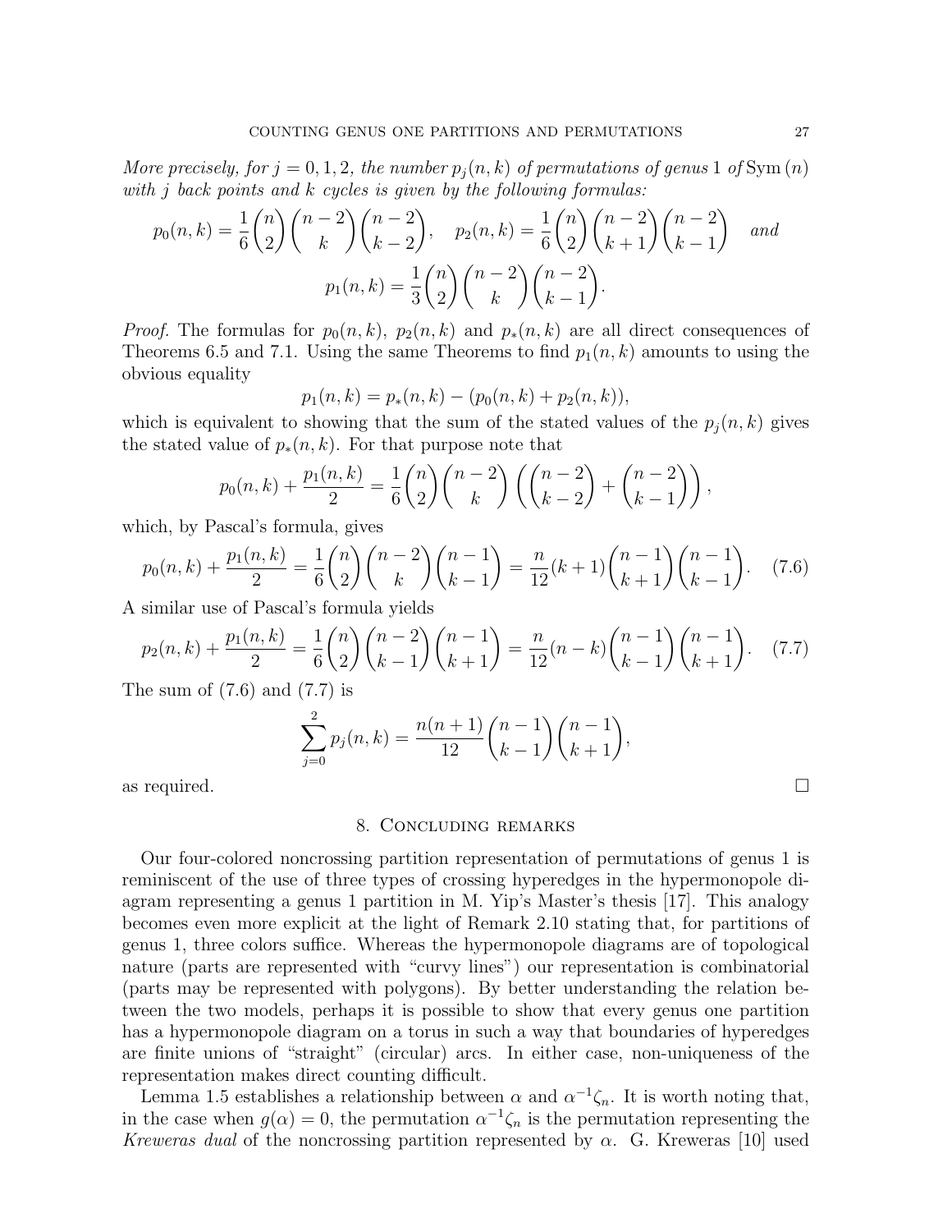*More precisely, for $j = 0, 1, 2$, the number $p_j(n, k)$ of permutations of genus 1 of $\mathrm{Sym}(n)$ with $j$ back points and $k$ cycles is given by the following formulas:*

$$p_0(n,k) = \frac{1}{6}\binom{n}{2}\binom{n-2}{k}\binom{n-2}{k-2}, \quad p_2(n,k) = \frac{1}{6}\binom{n}{2}\binom{n-2}{k+1}\binom{n-2}{k-1} \quad \textit{and}$$

$$p_1(n,k) = \frac{1}{3}\binom{n}{2}\binom{n-2}{k}\binom{n-2}{k-1}.$$

*Proof.* The formulas for $p_0(n, k)$, $p_2(n, k)$ and $p_*(n, k)$ are all direct consequences of Theorems 6.5 and 7.1. Using the same Theorems to find $p_1(n, k)$ amounts to using the obvious equality

$$p_1(n, k) = p_*(n, k) - (p_0(n, k) + p_2(n, k)),$$

which is equivalent to showing that the sum of the stated values of the $p_j(n, k)$ gives the stated value of $p_*(n, k)$. For that purpose note that

$$p_0(n,k) + \frac{p_1(n,k)}{2} = \frac{1}{6}\binom{n}{2}\binom{n-2}{k}\left(\binom{n-2}{k-2} + \binom{n-2}{k-1}\right),$$

which, by Pascal's formula, gives

$$p_0(n,k) + \frac{p_1(n,k)}{2} = \frac{1}{6}\binom{n}{2}\binom{n-2}{k}\binom{n-1}{k-1} = \frac{n}{12}(k+1)\binom{n-1}{k+1}\binom{n-1}{k-1}. \quad (7.6)$$

A similar use of Pascal's formula yields

$$p_2(n,k) + \frac{p_1(n,k)}{2} = \frac{1}{6}\binom{n}{2}\binom{n-2}{k-1}\binom{n-1}{k+1} = \frac{n}{12}(n-k)\binom{n-1}{k-1}\binom{n-1}{k+1}. \quad (7.7)$$

The sum of (7.6) and (7.7) is

$$\sum_{j=0}^{2} p_j(n,k) = \frac{n(n+1)}{12}\binom{n-1}{k-1}\binom{n-1}{k+1},$$

as required. □

## 8. Concluding remarks

Our four-colored noncrossing partition representation of permutations of genus 1 is reminiscent of the use of three types of crossing hyperedges in the hypermonopole diagram representing a genus 1 partition in M. Yip's Master's thesis [17]. This analogy becomes even more explicit at the light of Remark 2.10 stating that, for partitions of genus 1, three colors suffice. Whereas the hypermonopole diagrams are of topological nature (parts are represented with "curvy lines") our representation is combinatorial (parts may be represented with polygons). By better understanding the relation between the two models, perhaps it is possible to show that every genus one partition has a hypermonopole diagram on a torus in such a way that boundaries of hyperedges are finite unions of "straight" (circular) arcs. In either case, non-uniqueness of the representation makes direct counting difficult.

Lemma 1.5 establishes a relationship between $\alpha$ and $\alpha^{-1}\zeta_n$. It is worth noting that, in the case when $g(\alpha) = 0$, the permutation $\alpha^{-1}\zeta_n$ is the permutation representing the *Kreweras dual* of the noncrossing partition represented by $\alpha$. G. Kreweras [10] used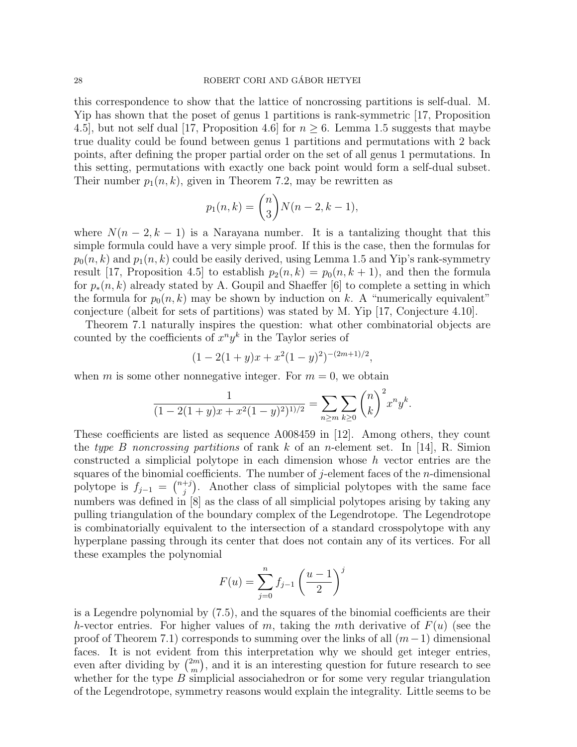this correspondence to show that the lattice of noncrossing partitions is self-dual. M. Yip has shown that the poset of genus 1 partitions is rank-symmetric [17, Proposition 4.5], but not self dual [17, Proposition 4.6] for $n \geq 6$. Lemma 1.5 suggests that maybe true duality could be found between genus 1 partitions and permutations with 2 back points, after defining the proper partial order on the set of all genus 1 permutations. In this setting, permutations with exactly one back point would form a self-dual subset. Their number $p_1(n,k)$, given in Theorem 7.2, may be rewritten as

$$p_1(n,k) = \binom{n}{3} N(n-2, k-1),$$

where $N(n-2, k-1)$ is a Narayana number. It is a tantalizing thought that this simple formula could have a very simple proof. If this is the case, then the formulas for $p_0(n,k)$ and $p_1(n,k)$ could be easily derived, using Lemma 1.5 and Yip's rank-symmetry result [17, Proposition 4.5] to establish $p_2(n,k) = p_0(n,k+1)$, and then the formula for $p_*(n,k)$ already stated by A. Goupil and Shaeffer [6] to complete a setting in which the formula for $p_0(n,k)$ may be shown by induction on $k$. A "numerically equivalent" conjecture (albeit for sets of partitions) was stated by M. Yip [17, Conjecture 4.10].

Theorem 7.1 naturally inspires the question: what other combinatorial objects are counted by the coefficients of $x^n y^k$ in the Taylor series of

$$(1 - 2(1+y)x + x^2(1-y)^2)^{-(2m+1)/2},$$

when $m$ is some other nonnegative integer. For $m = 0$, we obtain

$$\frac{1}{(1 - 2(1+y)x + x^2(1-y)^2)^{1/2}} = \sum_{n \geq m} \sum_{k \geq 0} \binom{n}{k}^2 x^n y^k.$$

These coefficients are listed as sequence A008459 in [12]. Among others, they count the *type B noncrossing partitions* of rank $k$ of an $n$-element set. In [14], R. Simion constructed a simplicial polytope in each dimension whose $h$ vector entries are the squares of the binomial coefficients. The number of $j$-element faces of the $n$-dimensional polytope is $f_{j-1} = \binom{n+j}{j}$. Another class of simplicial polytopes with the same face numbers was defined in [8] as the class of all simplicial polytopes arising by taking any pulling triangulation of the boundary complex of the Legendrotope. The Legendrotope is combinatorially equivalent to the intersection of a standard crosspolytope with any hyperplane passing through its center that does not contain any of its vertices. For all these examples the polynomial

$$F(u) = \sum_{j=0}^{n} f_{j-1} \left(\frac{u-1}{2}\right)^j$$

is a Legendre polynomial by (7.5), and the squares of the binomial coefficients are their $h$-vector entries. For higher values of $m$, taking the $m$th derivative of $F(u)$ (see the proof of Theorem 7.1) corresponds to summing over the links of all $(m-1)$ dimensional faces. It is not evident from this interpretation why we should get integer entries, even after dividing by $\binom{2m}{m}$, and it is an interesting question for future research to see whether for the type $B$ simplicial associahedron or for some very regular triangulation of the Legendrotope, symmetry reasons would explain the integrality. Little seems to be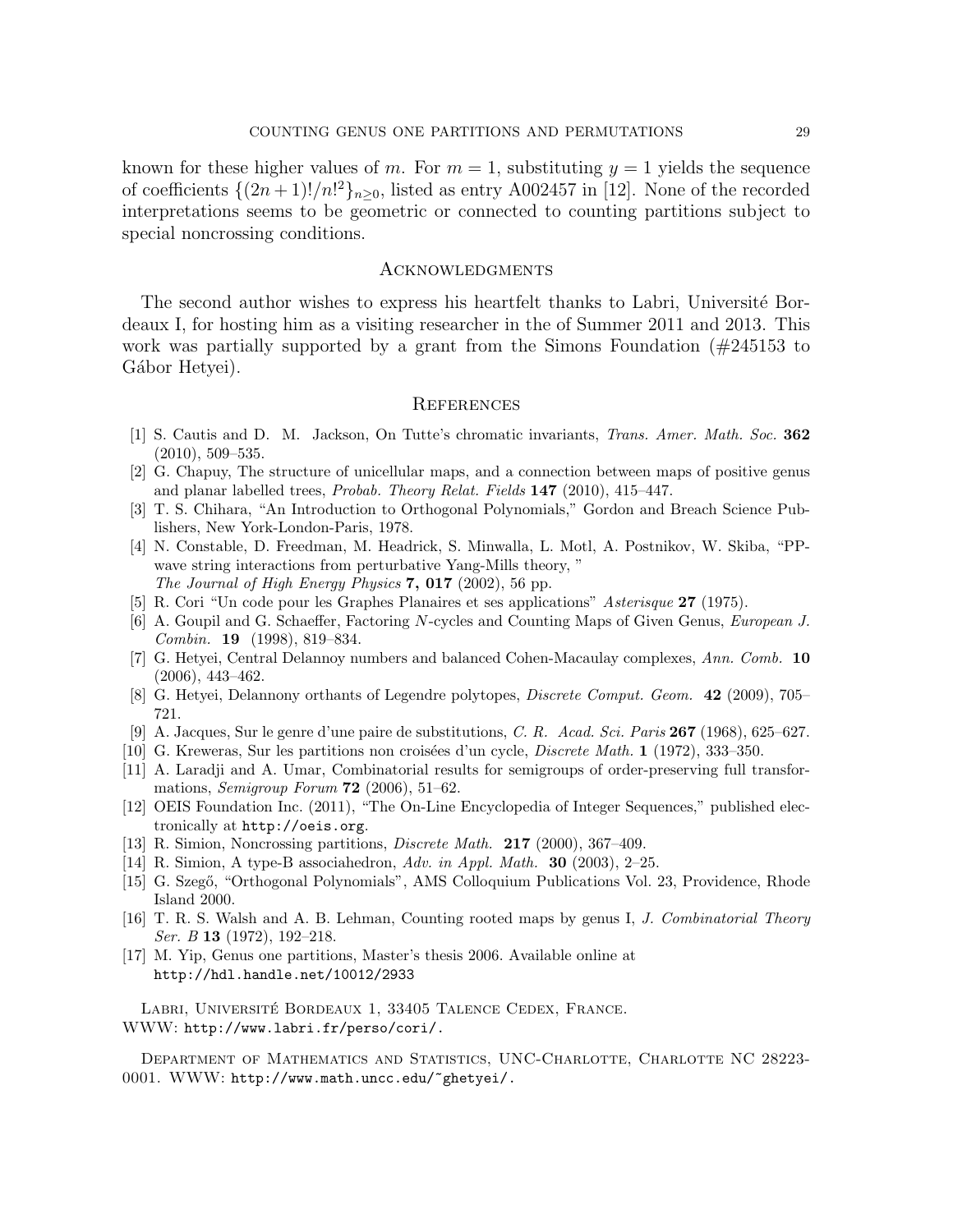known for these higher values of $m$. For $m = 1$, substituting $y = 1$ yields the sequence of coefficients $\{(2n + 1)!/n!^2\}_{n\geq 0}$, listed as entry A002457 in [12]. None of the recorded interpretations seems to be geometric or connected to counting partitions subject to special noncrossing conditions.

## Acknowledgments

The second author wishes to express his heartfelt thanks to Labri, Université Bordeaux I, for hosting him as a visiting researcher in the of Summer 2011 and 2013. This work was partially supported by a grant from the Simons Foundation (#245153 to Gábor Hetyei).

## References

[1] S. Cautis and D. M. Jackson, On Tutte's chromatic invariants, *Trans. Amer. Math. Soc.* **362** (2010), 509–535.

[2] G. Chapuy, The structure of unicellular maps, and a connection between maps of positive genus and planar labelled trees, *Probab. Theory Relat. Fields* **147** (2010), 415–447.

[3] T. S. Chihara, "An Introduction to Orthogonal Polynomials," Gordon and Breach Science Publishers, New York-London-Paris, 1978.

[4] N. Constable, D. Freedman, M. Headrick, S. Minwalla, L. Motl, A. Postnikov, W. Skiba, "PP-wave string interactions from perturbative Yang-Mills theory, " *The Journal of High Energy Physics* **7, 017** (2002), 56 pp.

[5] R. Cori "Un code pour les Graphes Planaires et ses applications" *Asterisque* **27** (1975).

[6] A. Goupil and G. Schaeffer, Factoring $N$-cycles and Counting Maps of Given Genus, *European J. Combin.* **19** (1998), 819–834.

[7] G. Hetyei, Central Delannoy numbers and balanced Cohen-Macaulay complexes, *Ann. Comb.* **10** (2006), 443–462.

[8] G. Hetyei, Delannony orthants of Legendre polytopes, *Discrete Comput. Geom.* **42** (2009), 705–721.

[9] A. Jacques, Sur le genre d'une paire de substitutions, *C. R. Acad. Sci. Paris* **267** (1968), 625–627.

[10] G. Kreweras, Sur les partitions non croisées d'un cycle, *Discrete Math.* **1** (1972), 333–350.

[11] A. Laradji and A. Umar, Combinatorial results for semigroups of order-preserving full transformations, *Semigroup Forum* **72** (2006), 51–62.

[12] OEIS Foundation Inc. (2011), "The On-Line Encyclopedia of Integer Sequences," published electronically at http://oeis.org.

[13] R. Simion, Noncrossing partitions, *Discrete Math.* **217** (2000), 367–409.

[14] R. Simion, A type-B associahedron, *Adv. in Appl. Math.* **30** (2003), 2–25.

[15] G. Szegő, "Orthogonal Polynomials", AMS Colloquium Publications Vol. 23, Providence, Rhode Island 2000.

[16] T. R. S. Walsh and A. B. Lehman, Counting rooted maps by genus I, *J. Combinatorial Theory Ser. B* **13** (1972), 192–218.

[17] M. Yip, Genus one partitions, Master's thesis 2006. Available online at http://hdl.handle.net/10012/2933

Labri, Université Bordeaux 1, 33405 Talence Cedex, France.
WWW: http://www.labri.fr/perso/cori/.

Department of Mathematics and Statistics, UNC-Charlotte, Charlotte NC 28223-0001. WWW: http://www.math.uncc.edu/~ghetyei/.